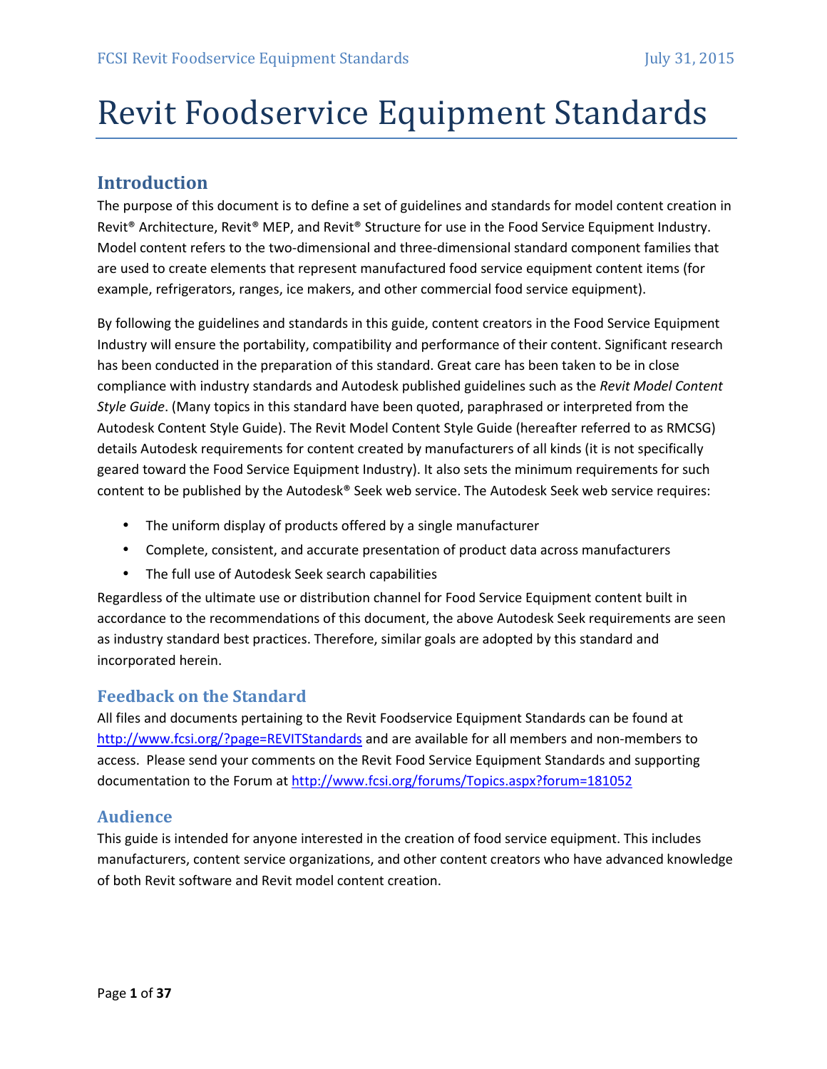# Revit Foodservice Equipment Standards

## Introduction

The purpose of this document is to define a set of guidelines and standards for model content creation in Revit® Architecture, Revit® MEP, and Revit® Structure for use in the Food Service Equipment Industry. Model content refers to the two-dimensional and three-dimensional standard component families that are used to create elements that represent manufactured food service equipment content items (for example, refrigerators, ranges, ice makers, and other commercial food service equipment).

By following the guidelines and standards in this guide, content creators in the Food Service Equipment Industry will ensure the portability, compatibility and performance of their content. Significant research has been conducted in the preparation of this standard. Great care has been taken to be in close compliance with industry standards and Autodesk published guidelines such as the *Revit Model Content Style Guide*. (Many topics in this standard have been quoted, paraphrased or interpreted from the Autodesk Content Style Guide). The Revit Model Content Style Guide (hereafter referred to as RMCSG) details Autodesk requirements for content created by manufacturers of all kinds (it is not specifically geared toward the Food Service Equipment Industry). It also sets the minimum requirements for such content to be published by the Autodesk® Seek web service. The Autodesk Seek web service requires:

- The uniform display of products offered by a single manufacturer
- Complete, consistent, and accurate presentation of product data across manufacturers
- The full use of Autodesk Seek search capabilities

Regardless of the ultimate use or distribution channel for Food Service Equipment content built in accordance to the recommendations of this document, the above Autodesk Seek requirements are seen as industry standard best practices. Therefore, similar goals are adopted by this standard and incorporated herein.

### Feedback on the Standard

All files and documents pertaining to the Revit Foodservice Equipment Standards can be found at [http://www.fcsi.org/?page=REVITStandards](http://www.fcsi.org/?page=REVITStandards) and are available for all members and non-members to access. Please send your comments on the Revit Food Service Equipment Standards and supporting documentation to the Forum at [http://www.fcsi.org/forums/Topics.aspx?forum=181052](http://www.fcsi.org/forums/Topics.aspx?forum=181052)

### Audience

This guide is intended for anyone interested in the creation of food service equipment. This includes manufacturers, content service organizations, and other content creators who have advanced knowledge of both Revit software and Revit model content creation.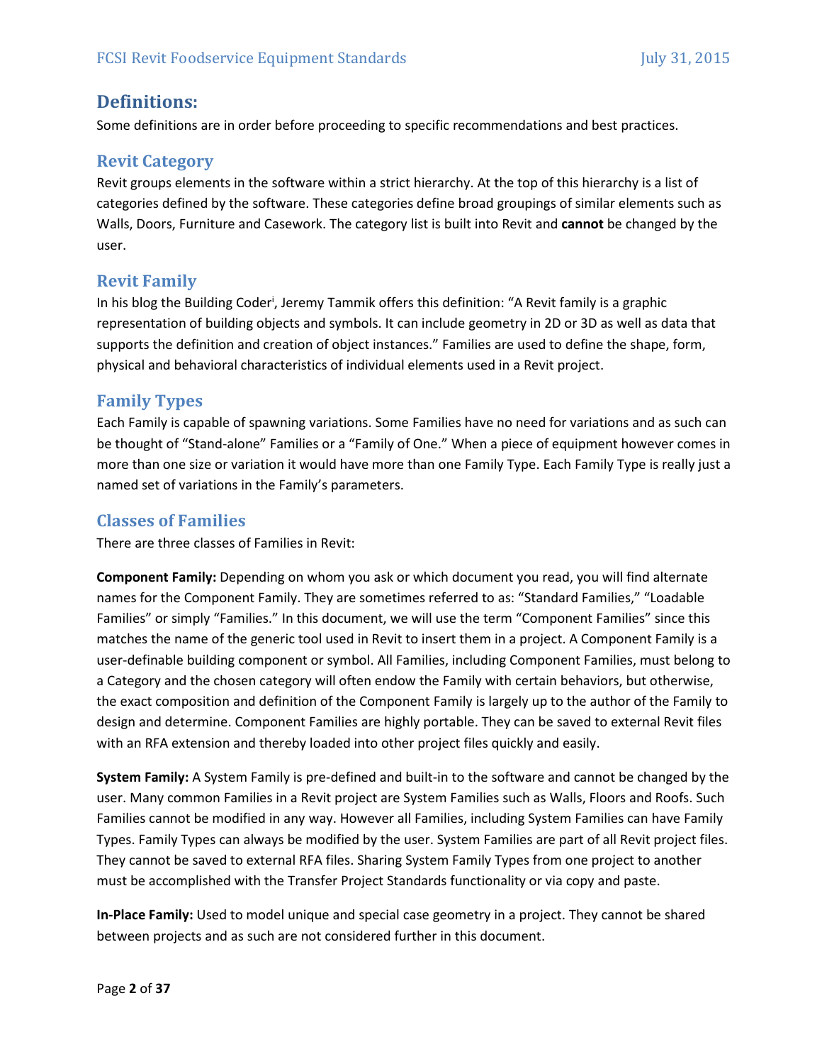# Definitions:

Some definitions are in order before proceeding to specific recommendations and best practices.

## Revit Category

Revit groups elements in the software within a strict hierarchy. At the top of this hierarchy is a list of categories defined by the software. These categories define broad groupings of similar elements such as Walls, Doors, Furniture and Casework. The category list is built into Revit and **cannot** be changed by the user.

## Revit Family

In his blog the Building Coder[i], Jeremy Tammik offers this definition: "A Revit family is a graphic representation of building objects and symbols. It can include geometry in 2D or 3D as well as data that supports the definition and creation of object instances." Families are used to define the shape, form, physical and behavioral characteristics of individual elements used in a Revit project.

## Family Types

Each Family is capable of spawning variations. Some Families have no need for variations and as such can be thought of "Stand-alone" Families or a "Family of One." When a piece of equipment however comes in more than one size or variation it would have more than one Family Type. Each Family Type is really just a named set of variations in the Family's parameters.

## Classes of Families

There are three classes of Families in Revit:

**Component Family:** Depending on whom you ask or which document you read, you will find alternate names for the Component Family. They are sometimes referred to as: "Standard Families," "Loadable Families" or simply "Families." In this document, we will use the term "Component Families" since this matches the name of the generic tool used in Revit to insert them in a project. A Component Family is a user-definable building component or symbol. All Families, including Component Families, must belong to a Category and the chosen category will often endow the Family with certain behaviors, but otherwise, the exact composition and definition of the Component Family is largely up to the author of the Family to design and determine. Component Families are highly portable. They can be saved to external Revit files with an RFA extension and thereby loaded into other project files quickly and easily.

**System Family:** A System Family is pre-defined and built-in to the software and cannot be changed by the user. Many common Families in a Revit project are System Families such as Walls, Floors and Roofs. Such Families cannot be modified in any way. However all Families, including System Families can have Family Types. Family Types can always be modified by the user. System Families are part of all Revit project files. They cannot be saved to external RFA files. Sharing System Family Types from one project to another must be accomplished with the Transfer Project Standards functionality or via copy and paste.

**In-Place Family:** Used to model unique and special case geometry in a project. They cannot be shared between projects and as such are not considered further in this document.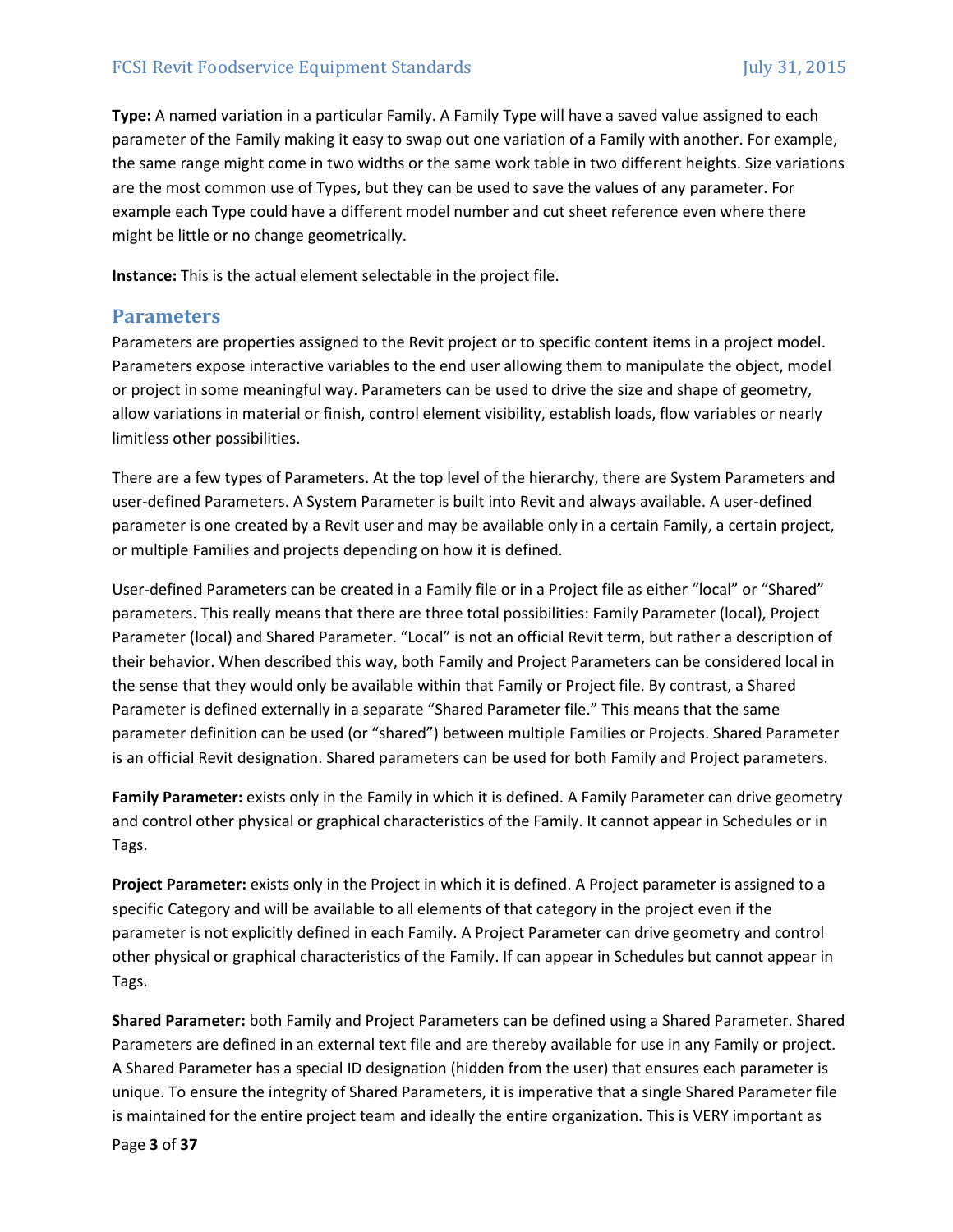**Type:** A named variation in a particular Family. A Family Type will have a saved value assigned to each parameter of the Family making it easy to swap out one variation of a Family with another. For example, the same range might come in two widths or the same work table in two different heights. Size variations are the most common use of Types, but they can be used to save the values of any parameter. For example each Type could have a different model number and cut sheet reference even where there might be little or no change geometrically.

**Instance:** This is the actual element selectable in the project file.

## Parameters

Parameters are properties assigned to the Revit project or to specific content items in a project model. Parameters expose interactive variables to the end user allowing them to manipulate the object, model or project in some meaningful way. Parameters can be used to drive the size and shape of geometry, allow variations in material or finish, control element visibility, establish loads, flow variables or nearly limitless other possibilities.

There are a few types of Parameters. At the top level of the hierarchy, there are System Parameters and user-defined Parameters. A System Parameter is built into Revit and always available. A user-defined parameter is one created by a Revit user and may be available only in a certain Family, a certain project, or multiple Families and projects depending on how it is defined.

User-defined Parameters can be created in a Family file or in a Project file as either "local" or "Shared" parameters. This really means that there are three total possibilities: Family Parameter (local), Project Parameter (local) and Shared Parameter. "Local" is not an official Revit term, but rather a description of their behavior. When described this way, both Family and Project Parameters can be considered local in the sense that they would only be available within that Family or Project file. By contrast, a Shared Parameter is defined externally in a separate "Shared Parameter file." This means that the same parameter definition can be used (or "shared") between multiple Families or Projects. Shared Parameter is an official Revit designation. Shared parameters can be used for both Family and Project parameters.

**Family Parameter:** exists only in the Family in which it is defined. A Family Parameter can drive geometry and control other physical or graphical characteristics of the Family. It cannot appear in Schedules or in Tags.

**Project Parameter:** exists only in the Project in which it is defined. A Project parameter is assigned to a specific Category and will be available to all elements of that category in the project even if the parameter is not explicitly defined in each Family. A Project Parameter can drive geometry and control other physical or graphical characteristics of the Family. If can appear in Schedules but cannot appear in Tags.

**Shared Parameter:** both Family and Project Parameters can be defined using a Shared Parameter. Shared Parameters are defined in an external text file and are thereby available for use in any Family or project. A Shared Parameter has a special ID designation (hidden from the user) that ensures each parameter is unique. To ensure the integrity of Shared Parameters, it is imperative that a single Shared Parameter file is maintained for the entire project team and ideally the entire organization. This is VERY important as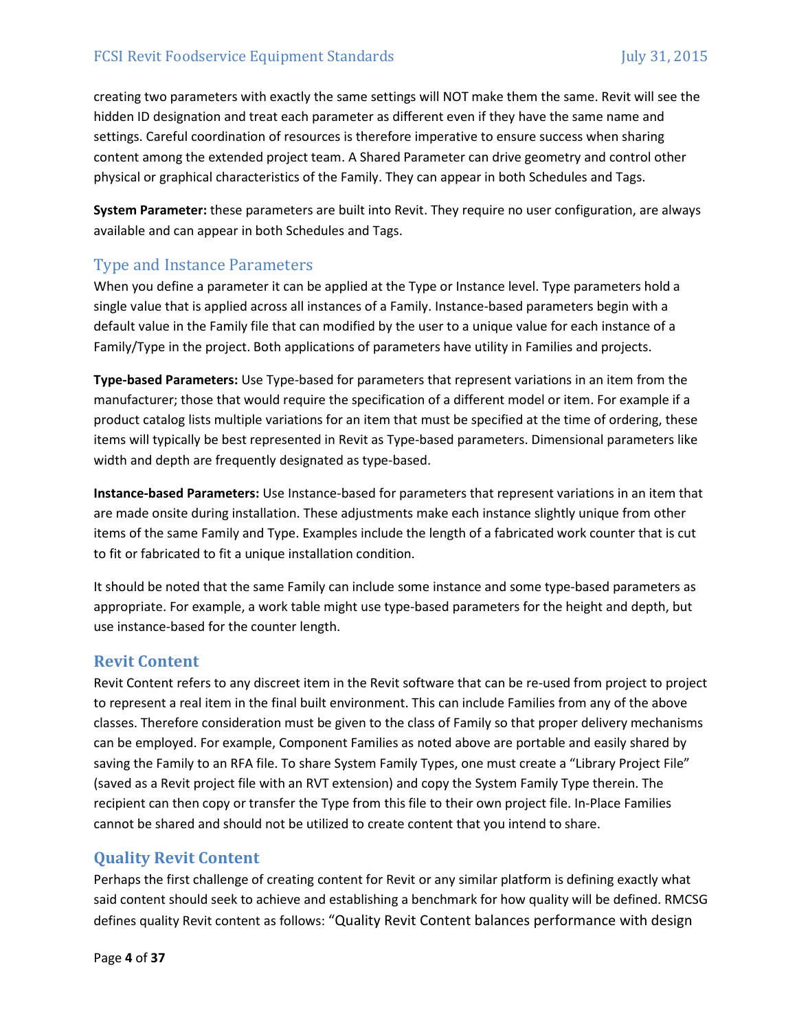creating two parameters with exactly the same settings will NOT make them the same. Revit will see the hidden ID designation and treat each parameter as different even if they have the same name and settings. Careful coordination of resources is therefore imperative to ensure success when sharing content among the extended project team. A Shared Parameter can drive geometry and control other physical or graphical characteristics of the Family. They can appear in both Schedules and Tags.

**System Parameter:** these parameters are built into Revit. They require no user configuration, are always available and can appear in both Schedules and Tags.

### Type and Instance Parameters

When you define a parameter it can be applied at the Type or Instance level. Type parameters hold a single value that is applied across all instances of a Family. Instance-based parameters begin with a default value in the Family file that can modified by the user to a unique value for each instance of a Family/Type in the project. Both applications of parameters have utility in Families and projects.

**Type-based Parameters:** Use Type-based for parameters that represent variations in an item from the manufacturer; those that would require the specification of a different model or item. For example if a product catalog lists multiple variations for an item that must be specified at the time of ordering, these items will typically be best represented in Revit as Type-based parameters. Dimensional parameters like width and depth are frequently designated as type-based.

**Instance-based Parameters:** Use Instance-based for parameters that represent variations in an item that are made onsite during installation. These adjustments make each instance slightly unique from other items of the same Family and Type. Examples include the length of a fabricated work counter that is cut to fit or fabricated to fit a unique installation condition.

It should be noted that the same Family can include some instance and some type-based parameters as appropriate. For example, a work table might use type-based parameters for the height and depth, but use instance-based for the counter length.

## Revit Content

Revit Content refers to any discreet item in the Revit software that can be re-used from project to project to represent a real item in the final built environment. This can include Families from any of the above classes. Therefore consideration must be given to the class of Family so that proper delivery mechanisms can be employed. For example, Component Families as noted above are portable and easily shared by saving the Family to an RFA file. To share System Family Types, one must create a "Library Project File" (saved as a Revit project file with an RVT extension) and copy the System Family Type therein. The recipient can then copy or transfer the Type from this file to their own project file. In-Place Families cannot be shared and should not be utilized to create content that you intend to share.

## Quality Revit Content

Perhaps the first challenge of creating content for Revit or any similar platform is defining exactly what said content should seek to achieve and establishing a benchmark for how quality will be defined. RMCSG defines quality Revit content as follows: "Quality Revit Content balances performance with design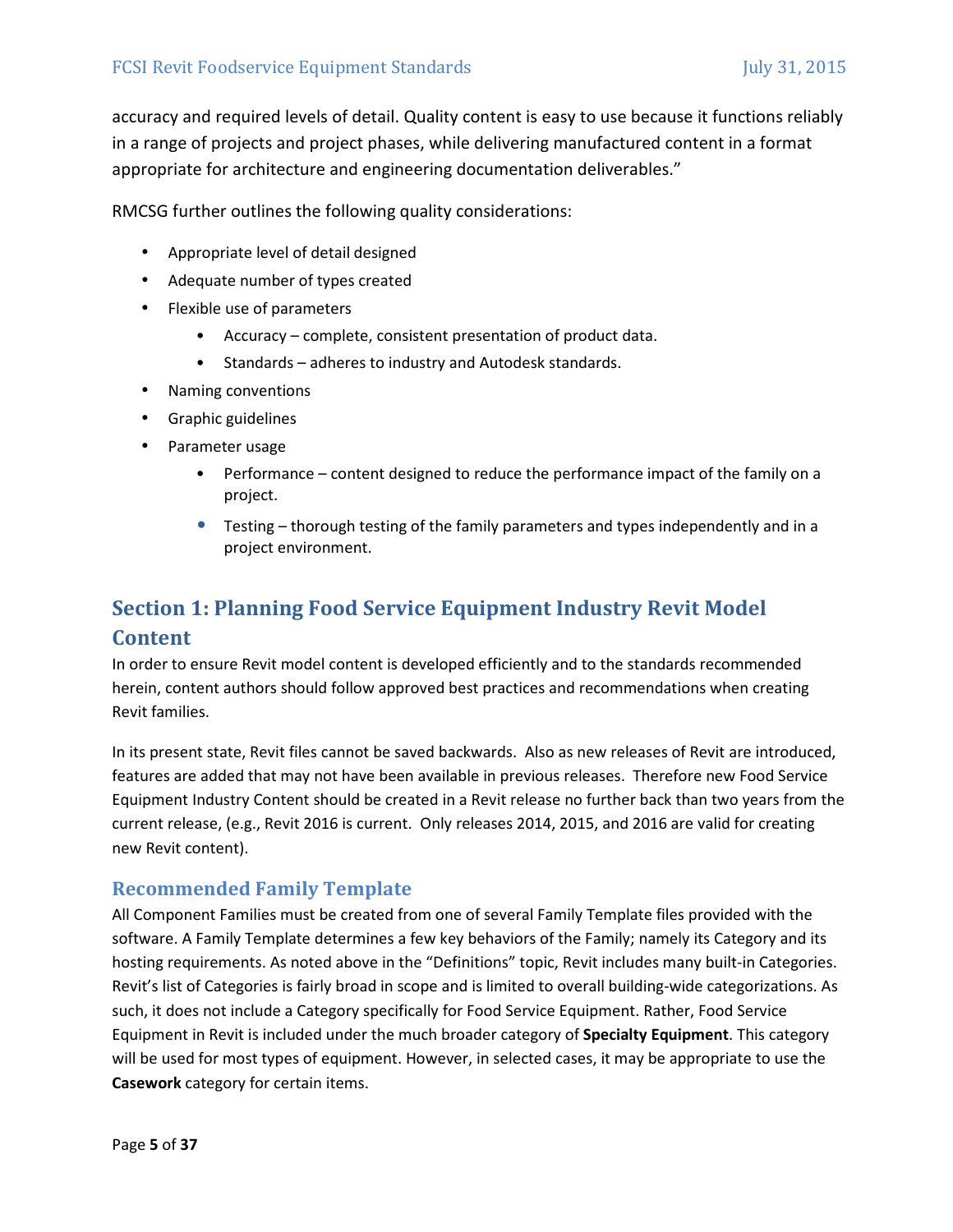accuracy and required levels of detail. Quality content is easy to use because it functions reliably in a range of projects and project phases, while delivering manufactured content in a format appropriate for architecture and engineering documentation deliverables."

RMCSG further outlines the following quality considerations:

- Appropriate level of detail designed
- Adequate number of types created
- Flexible use of parameters
    - Accuracy – complete, consistent presentation of product data.
    - Standards – adheres to industry and Autodesk standards.
- Naming conventions
- Graphic guidelines
- Parameter usage
    - Performance – content designed to reduce the performance impact of the family on a project.
    - Testing – thorough testing of the family parameters and types independently and in a project environment.

## Section 1: Planning Food Service Equipment Industry Revit Model Content

In order to ensure Revit model content is developed efficiently and to the standards recommended herein, content authors should follow approved best practices and recommendations when creating Revit families.

In its present state, Revit files cannot be saved backwards. Also as new releases of Revit are introduced, features are added that may not have been available in previous releases. Therefore new Food Service Equipment Industry Content should be created in a Revit release no further back than two years from the current release, (e.g., Revit 2016 is current. Only releases 2014, 2015, and 2016 are valid for creating new Revit content).

### Recommended Family Template

All Component Families must be created from one of several Family Template files provided with the software. A Family Template determines a few key behaviors of the Family; namely its Category and its hosting requirements. As noted above in the "Definitions" topic, Revit includes many built-in Categories. Revit's list of Categories is fairly broad in scope and is limited to overall building-wide categorizations. As such, it does not include a Category specifically for Food Service Equipment. Rather, Food Service Equipment in Revit is included under the much broader category of **Specialty Equipment**. This category will be used for most types of equipment. However, in selected cases, it may be appropriate to use the **Casework** category for certain items.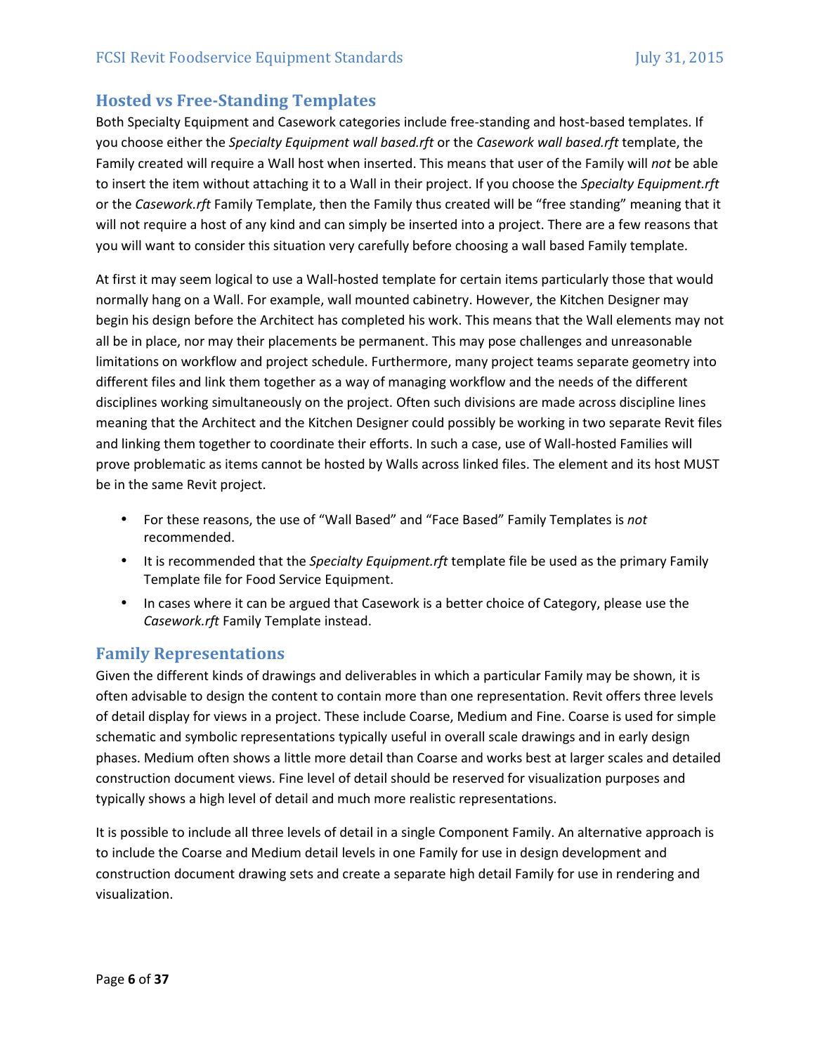## Hosted vs Free-Standing Templates

Both Specialty Equipment and Casework categories include free-standing and host-based templates. If you choose either the *Specialty Equipment wall based.rft* or the *Casework wall based.rft* template, the Family created will require a Wall host when inserted. This means that user of the Family will *not* be able to insert the item without attaching it to a Wall in their project. If you choose the *Specialty Equipment.rft* or the *Casework.rft* Family Template, then the Family thus created will be "free standing" meaning that it will not require a host of any kind and can simply be inserted into a project. There are a few reasons that you will want to consider this situation very carefully before choosing a wall based Family template.

At first it may seem logical to use a Wall-hosted template for certain items particularly those that would normally hang on a Wall. For example, wall mounted cabinetry. However, the Kitchen Designer may begin his design before the Architect has completed his work. This means that the Wall elements may not all be in place, nor may their placements be permanent. This may pose challenges and unreasonable limitations on workflow and project schedule. Furthermore, many project teams separate geometry into different files and link them together as a way of managing workflow and the needs of the different disciplines working simultaneously on the project. Often such divisions are made across discipline lines meaning that the Architect and the Kitchen Designer could possibly be working in two separate Revit files and linking them together to coordinate their efforts. In such a case, use of Wall-hosted Families will prove problematic as items cannot be hosted by Walls across linked files. The element and its host MUST be in the same Revit project.

- For these reasons, the use of "Wall Based" and "Face Based" Family Templates is *not* recommended.
- It is recommended that the *Specialty Equipment.rft* template file be used as the primary Family Template file for Food Service Equipment.
- In cases where it can be argued that Casework is a better choice of Category, please use the *Casework.rft* Family Template instead.

## Family Representations

Given the different kinds of drawings and deliverables in which a particular Family may be shown, it is often advisable to design the content to contain more than one representation. Revit offers three levels of detail display for views in a project. These include Coarse, Medium and Fine. Coarse is used for simple schematic and symbolic representations typically useful in overall scale drawings and in early design phases. Medium often shows a little more detail than Coarse and works best at larger scales and detailed construction document views. Fine level of detail should be reserved for visualization purposes and typically shows a high level of detail and much more realistic representations.

It is possible to include all three levels of detail in a single Component Family. An alternative approach is to include the Coarse and Medium detail levels in one Family for use in design development and construction document drawing sets and create a separate high detail Family for use in rendering and visualization.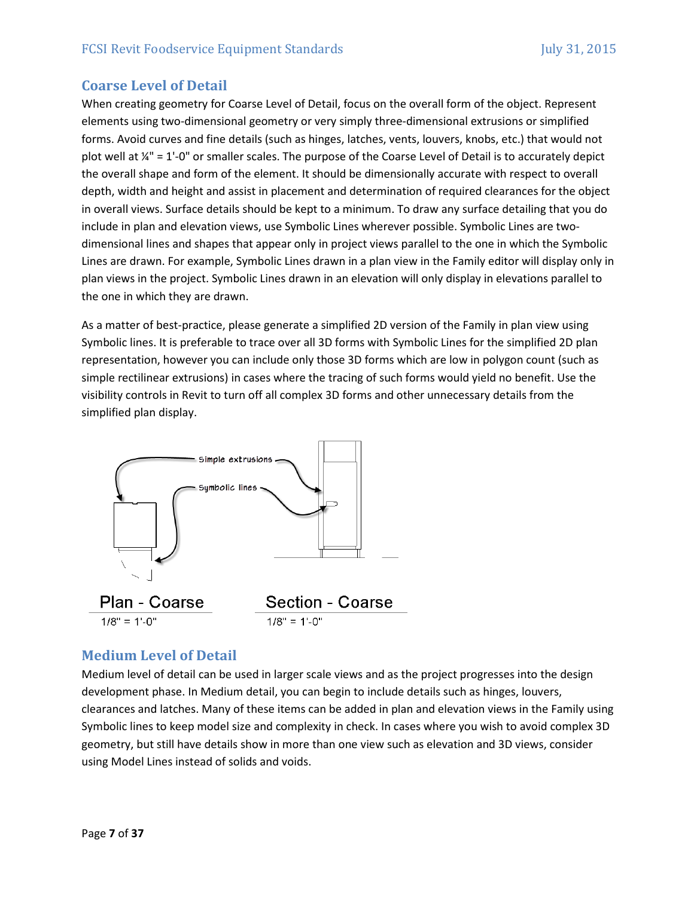## Coarse Level of Detail

When creating geometry for Coarse Level of Detail, focus on the overall form of the object. Represent elements using two-dimensional geometry or very simply three-dimensional extrusions or simplified forms. Avoid curves and fine details (such as hinges, latches, vents, louvers, knobs, etc.) that would not plot well at ¼" = 1'-0" or smaller scales. The purpose of the Coarse Level of Detail is to accurately depict the overall shape and form of the element. It should be dimensionally accurate with respect to overall depth, width and height and assist in placement and determination of required clearances for the object in overall views. Surface details should be kept to a minimum. To draw any surface detailing that you do include in plan and elevation views, use Symbolic Lines wherever possible. Symbolic Lines are two-dimensional lines and shapes that appear only in project views parallel to the one in which the Symbolic Lines are drawn. For example, Symbolic Lines drawn in a plan view in the Family editor will display only in plan views in the project. Symbolic Lines drawn in an elevation will only display in elevations parallel to the one in which they are drawn.

As a matter of best-practice, please generate a simplified 2D version of the Family in plan view using Symbolic lines. It is preferable to trace over all 3D forms with Symbolic Lines for the simplified 2D plan representation, however you can include only those 3D forms which are low in polygon count (such as simple rectilinear extrusions) in cases where the tracing of such forms would yield no benefit. Use the visibility controls in Revit to turn off all complex 3D forms and other unnecessary details from the simplified plan display.

Simple extrusions

Symbolic lines

Plan - Coarse
1/8" = 1'-0"

Section - Coarse
1/8" = 1'-0"

## Medium Level of Detail

Medium level of detail can be used in larger scale views and as the project progresses into the design development phase. In Medium detail, you can begin to include details such as hinges, louvers, clearances and latches. Many of these items can be added in plan and elevation views in the Family using Symbolic lines to keep model size and complexity in check. In cases where you wish to avoid complex 3D geometry, but still have details show in more than one view such as elevation and 3D views, consider using Model Lines instead of solids and voids.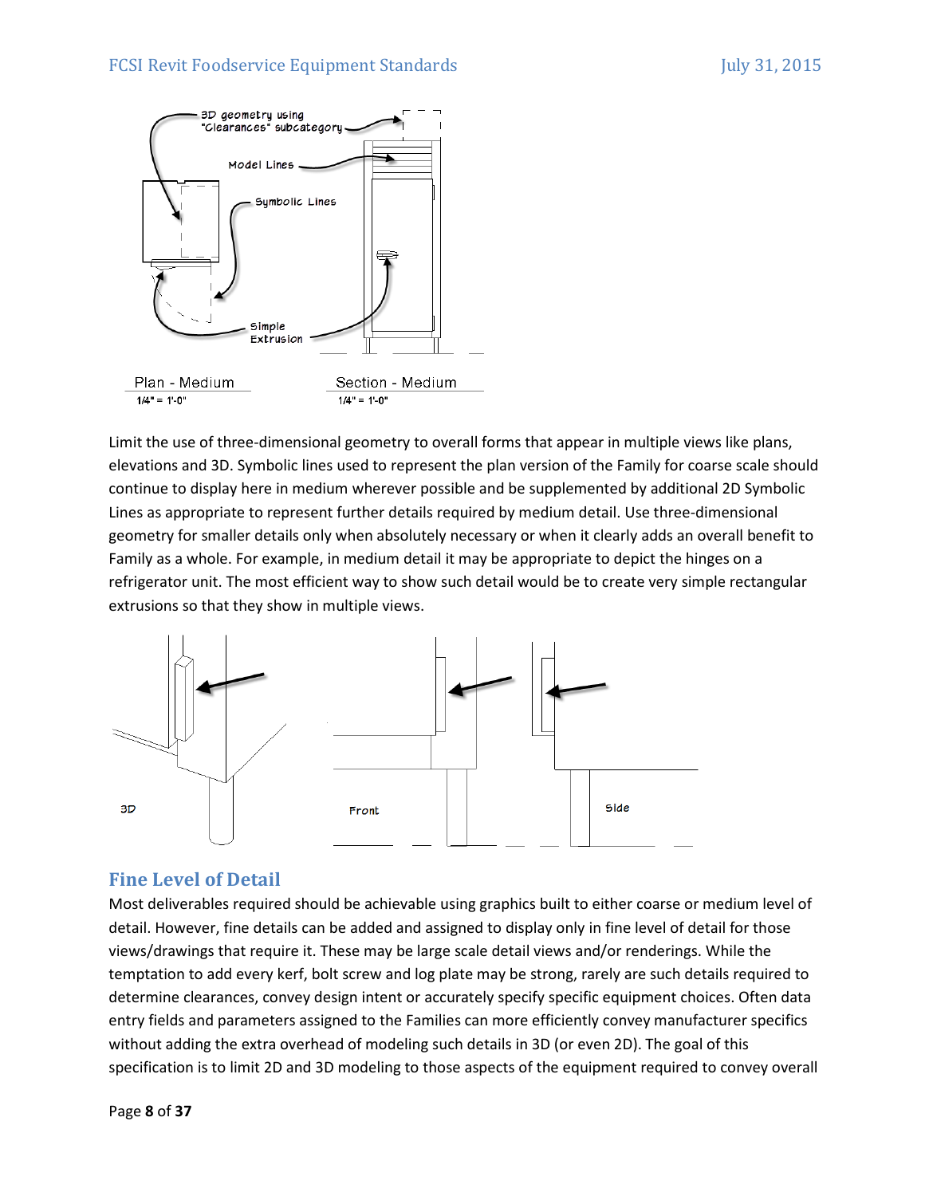Limit the use of three-dimensional geometry to overall forms that appear in multiple views like plans, elevations and 3D. Symbolic lines used to represent the plan version of the Family for coarse scale should continue to display here in medium wherever possible and be supplemented by additional 2D Symbolic Lines as appropriate to represent further details required by medium detail. Use three-dimensional geometry for smaller details only when absolutely necessary or when it clearly adds an overall benefit to Family as a whole. For example, in medium detail it may be appropriate to depict the hinges on a refrigerator unit. The most efficient way to show such detail would be to create very simple rectangular extrusions so that they show in multiple views.

## Fine Level of Detail

Most deliverables required should be achievable using graphics built to either coarse or medium level of detail. However, fine details can be added and assigned to display only in fine level of detail for those views/drawings that require it. These may be large scale detail views and/or renderings. While the temptation to add every kerf, bolt screw and log plate may be strong, rarely are such details required to determine clearances, convey design intent or accurately specify specific equipment choices. Often data entry fields and parameters assigned to the Families can more efficiently convey manufacturer specifics without adding the extra overhead of modeling such details in 3D (or even 2D). The goal of this specification is to limit 2D and 3D modeling to those aspects of the equipment required to convey overall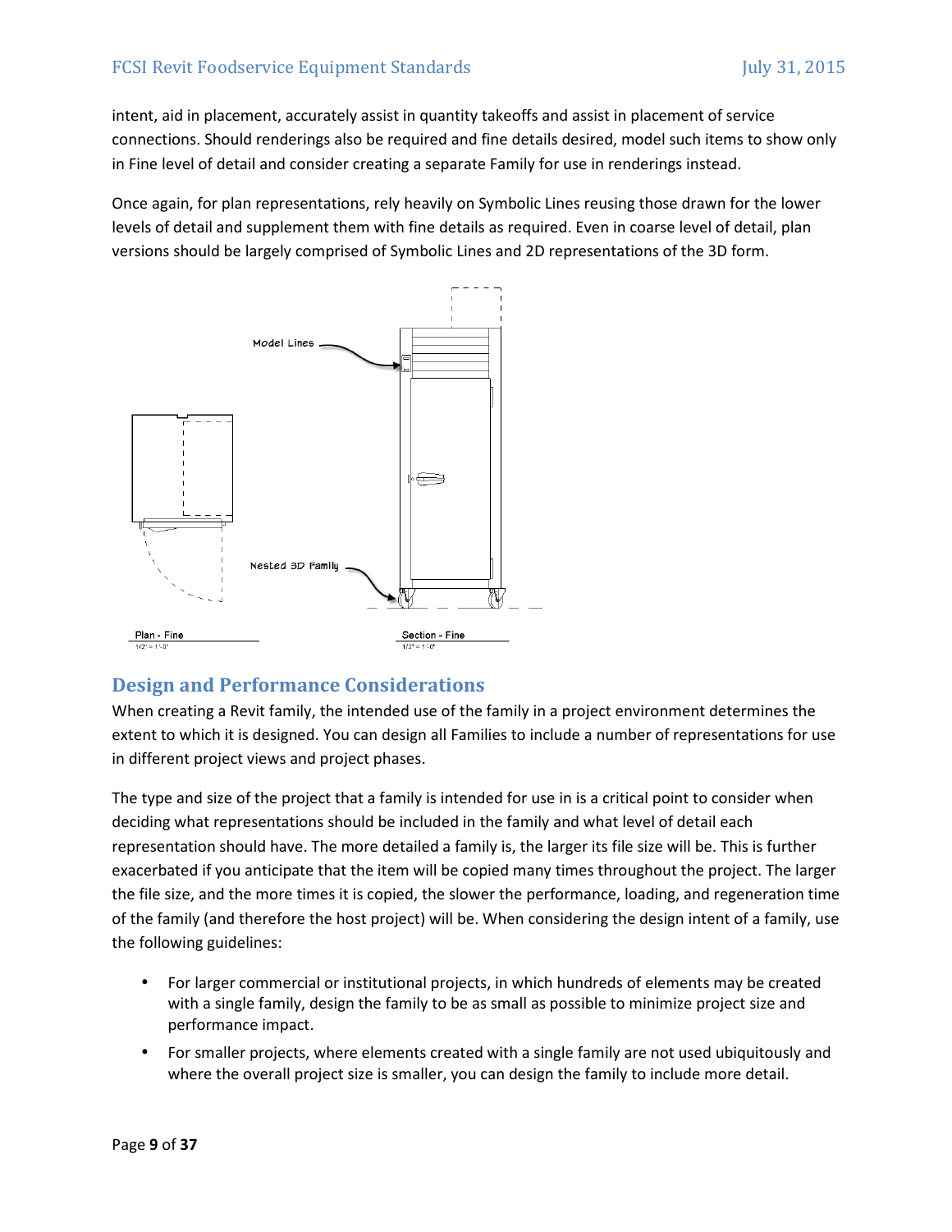intent, aid in placement, accurately assist in quantity takeoffs and assist in placement of service connections. Should renderings also be required and fine details desired, model such items to show only in Fine level of detail and consider creating a separate Family for use in renderings instead.

Once again, for plan representations, rely heavily on Symbolic Lines reusing those drawn for the lower levels of detail and supplement them with fine details as required. Even in coarse level of detail, plan versions should be largely comprised of Symbolic Lines and 2D representations of the 3D form.

## Design and Performance Considerations

When creating a Revit family, the intended use of the family in a project environment determines the extent to which it is designed. You can design all Families to include a number of representations for use in different project views and project phases.

The type and size of the project that a family is intended for use in is a critical point to consider when deciding what representations should be included in the family and what level of detail each representation should have. The more detailed a family is, the larger its file size will be. This is further exacerbated if you anticipate that the item will be copied many times throughout the project. The larger the file size, and the more times it is copied, the slower the performance, loading, and regeneration time of the family (and therefore the host project) will be. When considering the design intent of a family, use the following guidelines:

- For larger commercial or institutional projects, in which hundreds of elements may be created with a single family, design the family to be as small as possible to minimize project size and performance impact.
- For smaller projects, where elements created with a single family are not used ubiquitously and where the overall project size is smaller, you can design the family to include more detail.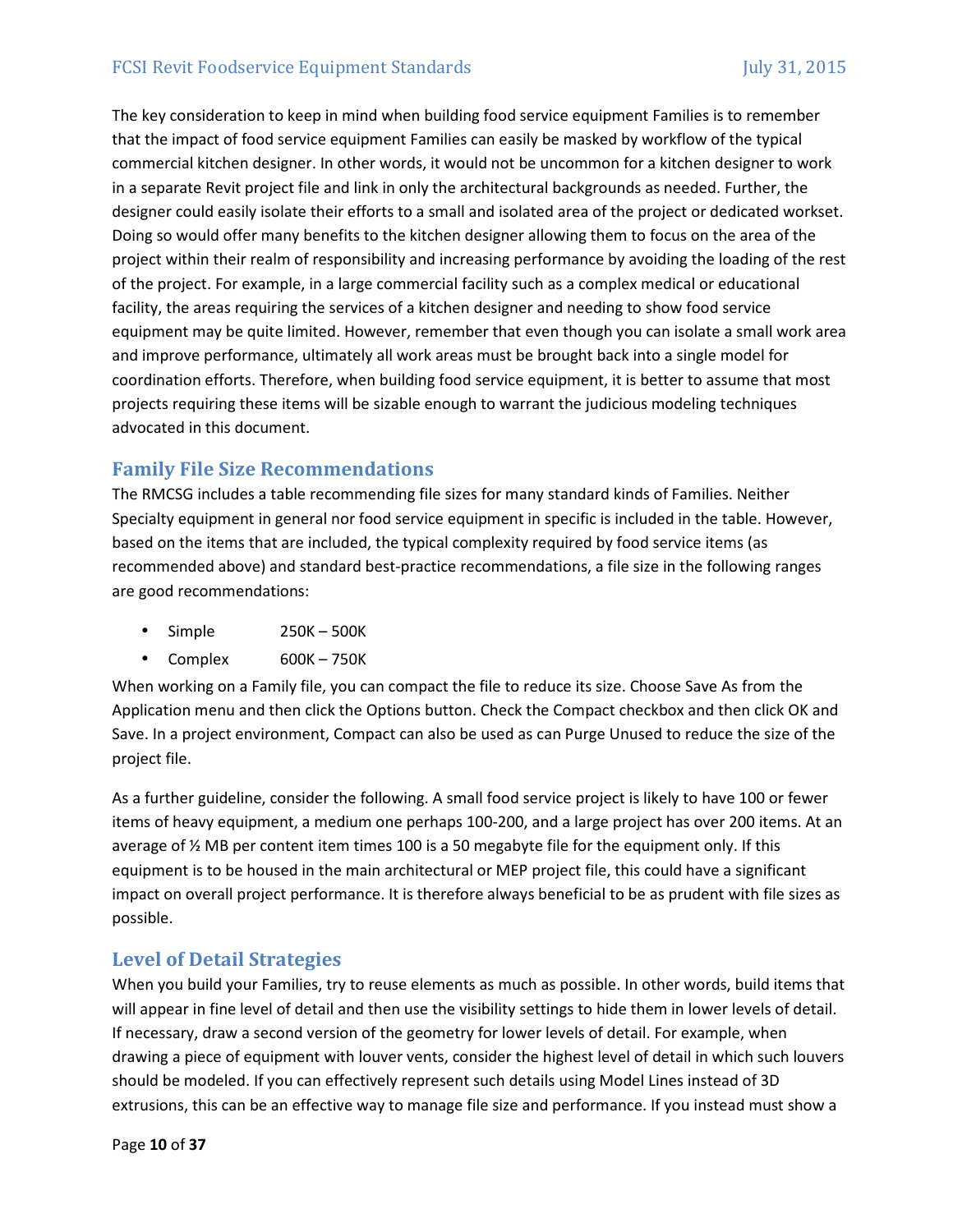The key consideration to keep in mind when building food service equipment Families is to remember that the impact of food service equipment Families can easily be masked by workflow of the typical commercial kitchen designer. In other words, it would not be uncommon for a kitchen designer to work in a separate Revit project file and link in only the architectural backgrounds as needed. Further, the designer could easily isolate their efforts to a small and isolated area of the project or dedicated workset. Doing so would offer many benefits to the kitchen designer allowing them to focus on the area of the project within their realm of responsibility and increasing performance by avoiding the loading of the rest of the project. For example, in a large commercial facility such as a complex medical or educational facility, the areas requiring the services of a kitchen designer and needing to show food service equipment may be quite limited. However, remember that even though you can isolate a small work area and improve performance, ultimately all work areas must be brought back into a single model for coordination efforts. Therefore, when building food service equipment, it is better to assume that most projects requiring these items will be sizable enough to warrant the judicious modeling techniques advocated in this document.

## Family File Size Recommendations

The RMCSG includes a table recommending file sizes for many standard kinds of Families. Neither Specialty equipment in general nor food service equipment in specific is included in the table. However, based on the items that are included, the typical complexity required by food service items (as recommended above) and standard best-practice recommendations, a file size in the following ranges are good recommendations:

- Simple 250K – 500K
- Complex 600K – 750K

When working on a Family file, you can compact the file to reduce its size. Choose Save As from the Application menu and then click the Options button. Check the Compact checkbox and then click OK and Save. In a project environment, Compact can also be used as can Purge Unused to reduce the size of the project file.

As a further guideline, consider the following. A small food service project is likely to have 100 or fewer items of heavy equipment, a medium one perhaps 100-200, and a large project has over 200 items. At an average of ½ MB per content item times 100 is a 50 megabyte file for the equipment only. If this equipment is to be housed in the main architectural or MEP project file, this could have a significant impact on overall project performance. It is therefore always beneficial to be as prudent with file sizes as possible.

## Level of Detail Strategies

When you build your Families, try to reuse elements as much as possible. In other words, build items that will appear in fine level of detail and then use the visibility settings to hide them in lower levels of detail. If necessary, draw a second version of the geometry for lower levels of detail. For example, when drawing a piece of equipment with louver vents, consider the highest level of detail in which such louvers should be modeled. If you can effectively represent such details using Model Lines instead of 3D extrusions, this can be an effective way to manage file size and performance. If you instead must show a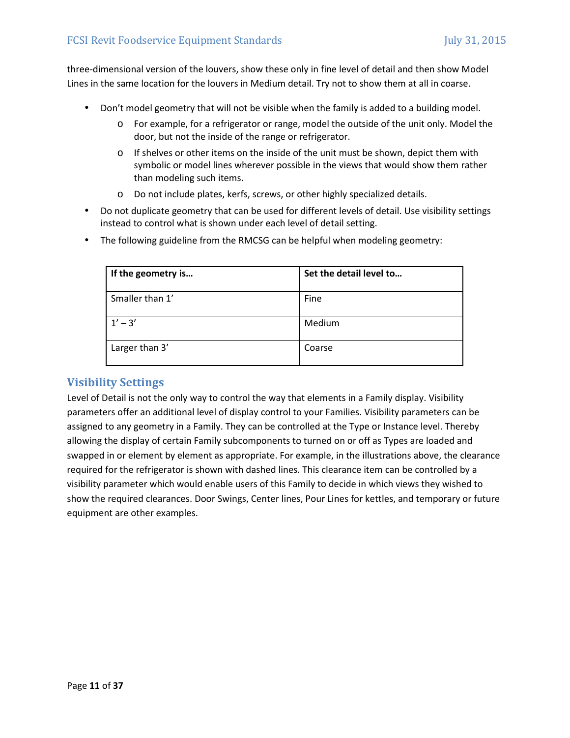three-dimensional version of the louvers, show these only in fine level of detail and then show Model Lines in the same location for the louvers in Medium detail. Try not to show them at all in coarse.

- Don't model geometry that will not be visible when the family is added to a building model.
  - For example, for a refrigerator or range, model the outside of the unit only. Model the door, but not the inside of the range or refrigerator.
  - If shelves or other items on the inside of the unit must be shown, depict them with symbolic or model lines wherever possible in the views that would show them rather than modeling such items.
  - Do not include plates, kerfs, screws, or other highly specialized details.
- Do not duplicate geometry that can be used for different levels of detail. Use visibility settings instead to control what is shown under each level of detail setting.
- The following guideline from the RMCSG can be helpful when modeling geometry:

| **If the geometry is…** | **Set the detail level to…** |
|---|---|
| Smaller than 1' | Fine |
| 1' – 3' | Medium |
| Larger than 3' | Coarse |

## Visibility Settings

Level of Detail is not the only way to control the way that elements in a Family display. Visibility parameters offer an additional level of display control to your Families. Visibility parameters can be assigned to any geometry in a Family. They can be controlled at the Type or Instance level. Thereby allowing the display of certain Family subcomponents to turned on or off as Types are loaded and swapped in or element by element as appropriate. For example, in the illustrations above, the clearance required for the refrigerator is shown with dashed lines. This clearance item can be controlled by a visibility parameter which would enable users of this Family to decide in which views they wished to show the required clearances. Door Swings, Center lines, Pour Lines for kettles, and temporary or future equipment are other examples.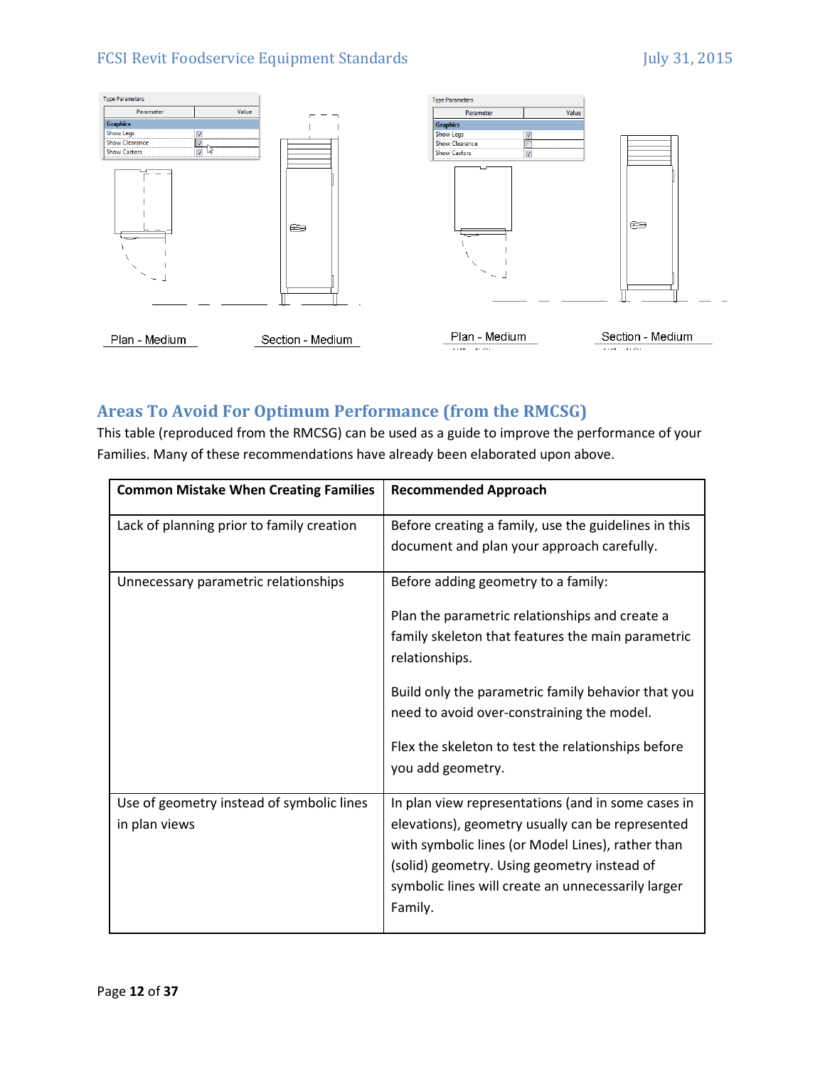## Areas To Avoid For Optimum Performance (from the RMCSG)

This table (reproduced from the RMCSG) can be used as a guide to improve the performance of your Families. Many of these recommendations have already been elaborated upon above.

| Common Mistake When Creating Families | Recommended Approach |
|---|---|
| Lack of planning prior to family creation | Before creating a family, use the guidelines in this document and plan your approach carefully. |
| Unnecessary parametric relationships | Before adding geometry to a family:<br><br>Plan the parametric relationships and create a family skeleton that features the main parametric relationships.<br><br>Build only the parametric family behavior that you need to avoid over-constraining the model.<br><br>Flex the skeleton to test the relationships before you add geometry. |
| Use of geometry instead of symbolic lines in plan views | In plan view representations (and in some cases in elevations), geometry usually can be represented with symbolic lines (or Model Lines), rather than (solid) geometry. Using geometry instead of symbolic lines will create an unnecessarily larger Family. |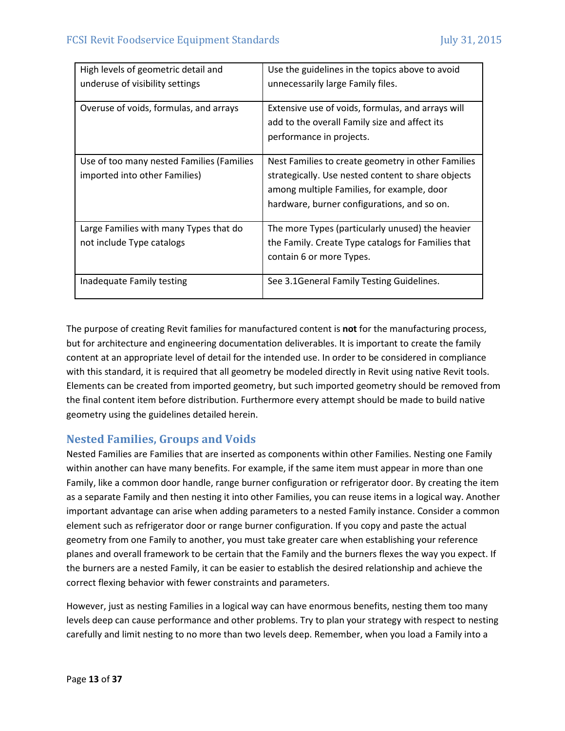| | |
|---|---|
| High levels of geometric detail and underuse of visibility settings | Use the guidelines in the topics above to avoid unnecessarily large Family files. |
| Overuse of voids, formulas, and arrays | Extensive use of voids, formulas, and arrays will add to the overall Family size and affect its performance in projects. |
| Use of too many nested Families (Families imported into other Families) | Nest Families to create geometry in other Families strategically. Use nested content to share objects among multiple Families, for example, door hardware, burner configurations, and so on. |
| Large Families with many Types that do not include Type catalogs | The more Types (particularly unused) the heavier the Family. Create Type catalogs for Families that contain 6 or more Types. |
| Inadequate Family testing | See 3.1General Family Testing Guidelines. |

The purpose of creating Revit families for manufactured content is **not** for the manufacturing process, but for architecture and engineering documentation deliverables. It is important to create the family content at an appropriate level of detail for the intended use. In order to be considered in compliance with this standard, it is required that all geometry be modeled directly in Revit using native Revit tools. Elements can be created from imported geometry, but such imported geometry should be removed from the final content item before distribution. Furthermore every attempt should be made to build native geometry using the guidelines detailed herein.

## Nested Families, Groups and Voids

Nested Families are Families that are inserted as components within other Families. Nesting one Family within another can have many benefits. For example, if the same item must appear in more than one Family, like a common door handle, range burner configuration or refrigerator door. By creating the item as a separate Family and then nesting it into other Families, you can reuse items in a logical way. Another important advantage can arise when adding parameters to a nested Family instance. Consider a common element such as refrigerator door or range burner configuration. If you copy and paste the actual geometry from one Family to another, you must take greater care when establishing your reference planes and overall framework to be certain that the Family and the burners flexes the way you expect. If the burners are a nested Family, it can be easier to establish the desired relationship and achieve the correct flexing behavior with fewer constraints and parameters.

However, just as nesting Families in a logical way can have enormous benefits, nesting them too many levels deep can cause performance and other problems. Try to plan your strategy with respect to nesting carefully and limit nesting to no more than two levels deep. Remember, when you load a Family into a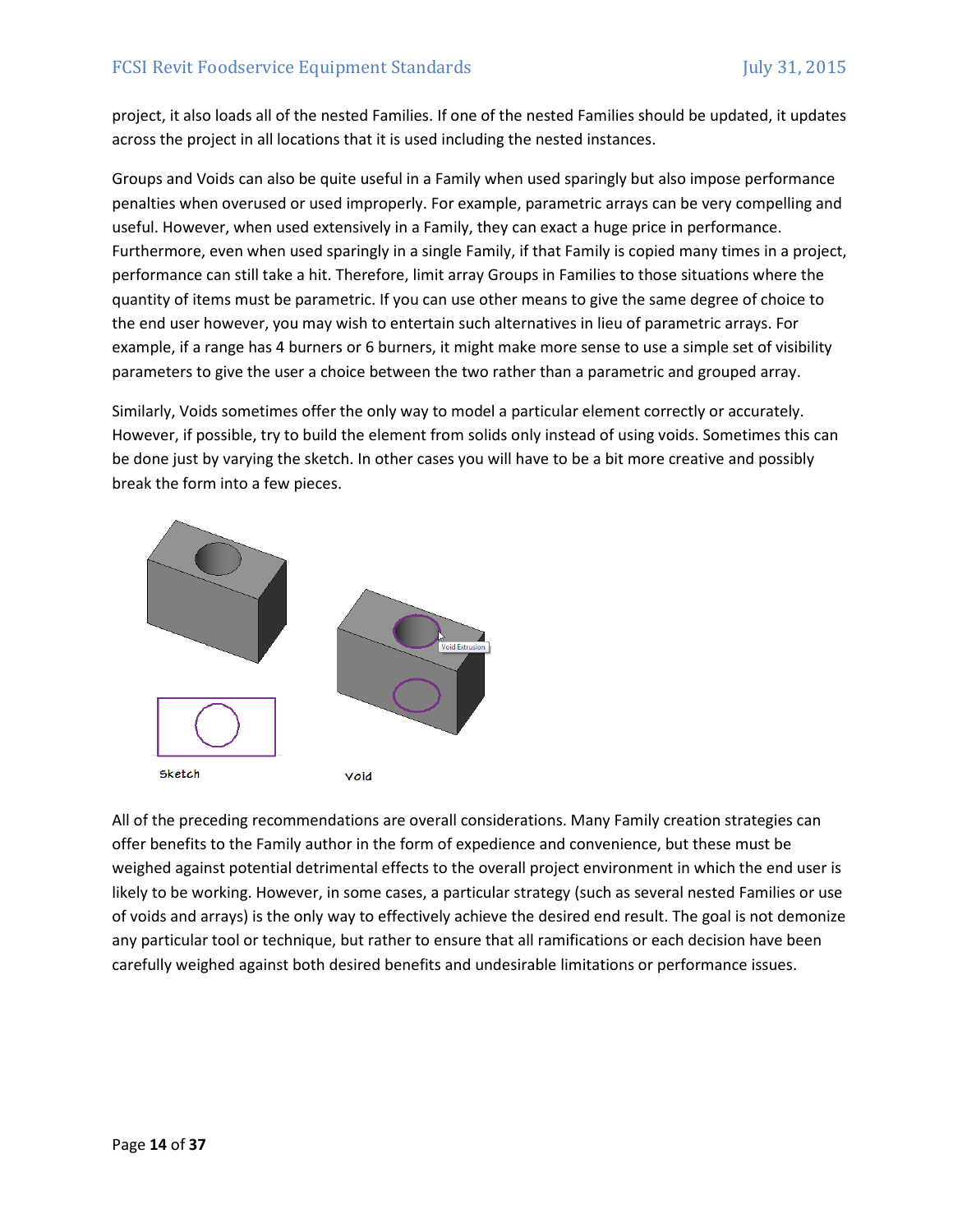project, it also loads all of the nested Families. If one of the nested Families should be updated, it updates across the project in all locations that it is used including the nested instances.

Groups and Voids can also be quite useful in a Family when used sparingly but also impose performance penalties when overused or used improperly. For example, parametric arrays can be very compelling and useful. However, when used extensively in a Family, they can exact a huge price in performance. Furthermore, even when used sparingly in a single Family, if that Family is copied many times in a project, performance can still take a hit. Therefore, limit array Groups in Families to those situations where the quantity of items must be parametric. If you can use other means to give the same degree of choice to the end user however, you may wish to entertain such alternatives in lieu of parametric arrays. For example, if a range has 4 burners or 6 burners, it might make more sense to use a simple set of visibility parameters to give the user a choice between the two rather than a parametric and grouped array.

Similarly, Voids sometimes offer the only way to model a particular element correctly or accurately. However, if possible, try to build the element from solids only instead of using voids. Sometimes this can be done just by varying the sketch. In other cases you will have to be a bit more creative and possibly break the form into a few pieces.

Sketch

Void

All of the preceding recommendations are overall considerations. Many Family creation strategies can offer benefits to the Family author in the form of expedience and convenience, but these must be weighed against potential detrimental effects to the overall project environment in which the end user is likely to be working. However, in some cases, a particular strategy (such as several nested Families or use of voids and arrays) is the only way to effectively achieve the desired end result. The goal is not demonize any particular tool or technique, but rather to ensure that all ramifications or each decision have been carefully weighed against both desired benefits and undesirable limitations or performance issues.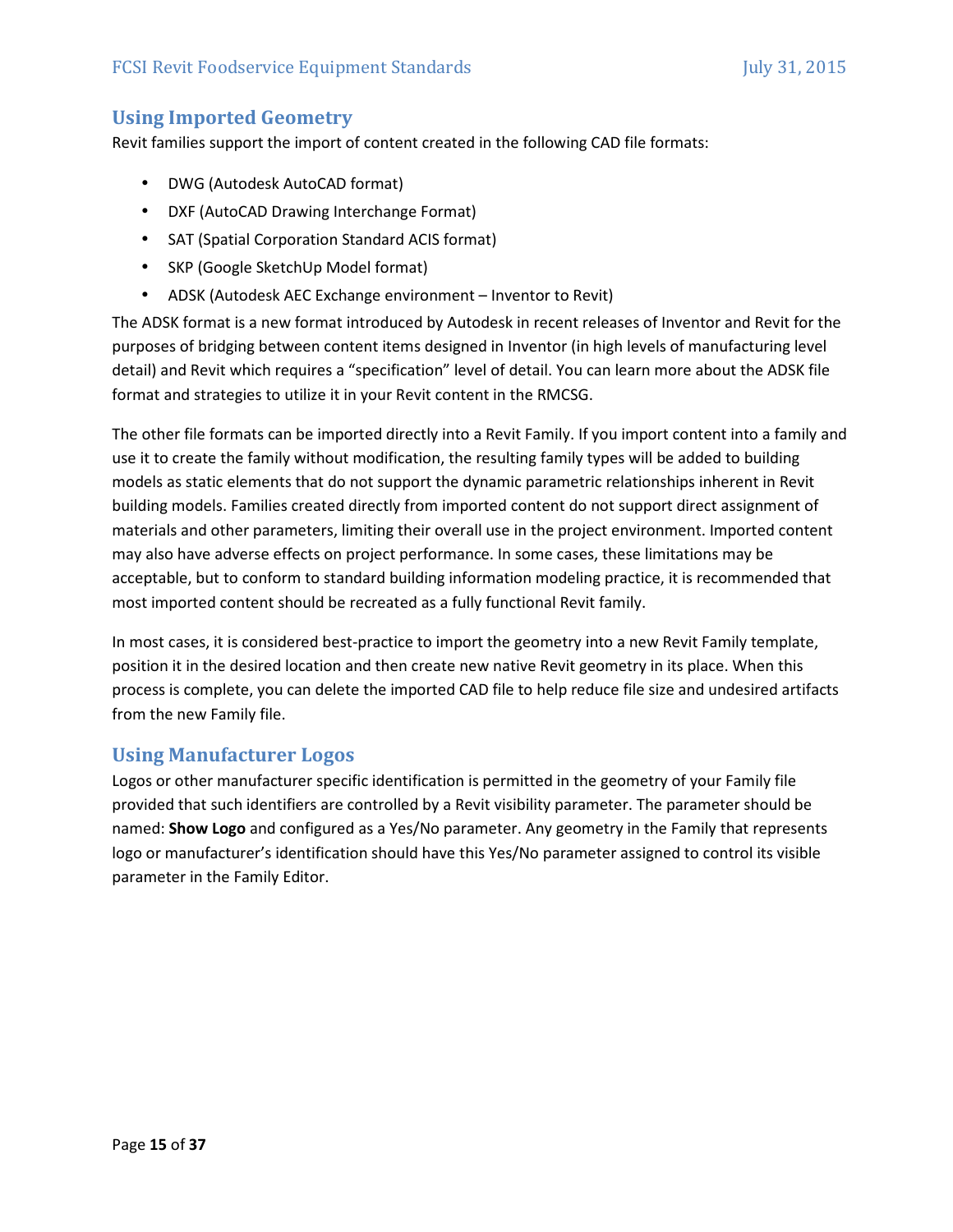## Using Imported Geometry

Revit families support the import of content created in the following CAD file formats:

- DWG (Autodesk AutoCAD format)
- DXF (AutoCAD Drawing Interchange Format)
- SAT (Spatial Corporation Standard ACIS format)
- SKP (Google SketchUp Model format)
- ADSK (Autodesk AEC Exchange environment – Inventor to Revit)

The ADSK format is a new format introduced by Autodesk in recent releases of Inventor and Revit for the purposes of bridging between content items designed in Inventor (in high levels of manufacturing level detail) and Revit which requires a "specification" level of detail. You can learn more about the ADSK file format and strategies to utilize it in your Revit content in the RMCSG.

The other file formats can be imported directly into a Revit Family. If you import content into a family and use it to create the family without modification, the resulting family types will be added to building models as static elements that do not support the dynamic parametric relationships inherent in Revit building models. Families created directly from imported content do not support direct assignment of materials and other parameters, limiting their overall use in the project environment. Imported content may also have adverse effects on project performance. In some cases, these limitations may be acceptable, but to conform to standard building information modeling practice, it is recommended that most imported content should be recreated as a fully functional Revit family.

In most cases, it is considered best-practice to import the geometry into a new Revit Family template, position it in the desired location and then create new native Revit geometry in its place. When this process is complete, you can delete the imported CAD file to help reduce file size and undesired artifacts from the new Family file.

## Using Manufacturer Logos

Logos or other manufacturer specific identification is permitted in the geometry of your Family file provided that such identifiers are controlled by a Revit visibility parameter. The parameter should be named: **Show Logo** and configured as a Yes/No parameter. Any geometry in the Family that represents logo or manufacturer's identification should have this Yes/No parameter assigned to control its visible parameter in the Family Editor.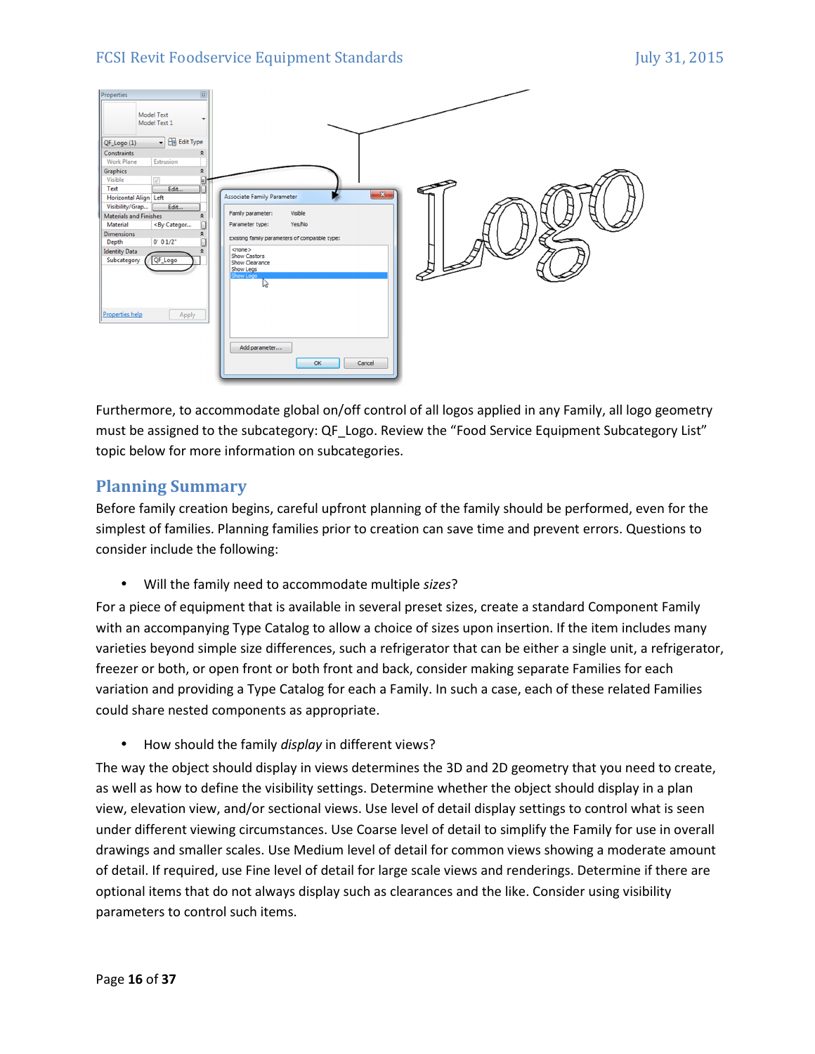Furthermore, to accommodate global on/off control of all logos applied in any Family, all logo geometry must be assigned to the subcategory: QF_Logo. Review the "Food Service Equipment Subcategory List" topic below for more information on subcategories.

## Planning Summary

Before family creation begins, careful upfront planning of the family should be performed, even for the simplest of families. Planning families prior to creation can save time and prevent errors. Questions to consider include the following:

- Will the family need to accommodate multiple *sizes*?

For a piece of equipment that is available in several preset sizes, create a standard Component Family with an accompanying Type Catalog to allow a choice of sizes upon insertion. If the item includes many varieties beyond simple size differences, such a refrigerator that can be either a single unit, a refrigerator, freezer or both, or open front or both front and back, consider making separate Families for each variation and providing a Type Catalog for each a Family. In such a case, each of these related Families could share nested components as appropriate.

- How should the family *display* in different views?

The way the object should display in views determines the 3D and 2D geometry that you need to create, as well as how to define the visibility settings. Determine whether the object should display in a plan view, elevation view, and/or sectional views. Use level of detail display settings to control what is seen under different viewing circumstances. Use Coarse level of detail to simplify the Family for use in overall drawings and smaller scales. Use Medium level of detail for common views showing a moderate amount of detail. If required, use Fine level of detail for large scale views and renderings. Determine if there are optional items that do not always display such as clearances and the like. Consider using visibility parameters to control such items.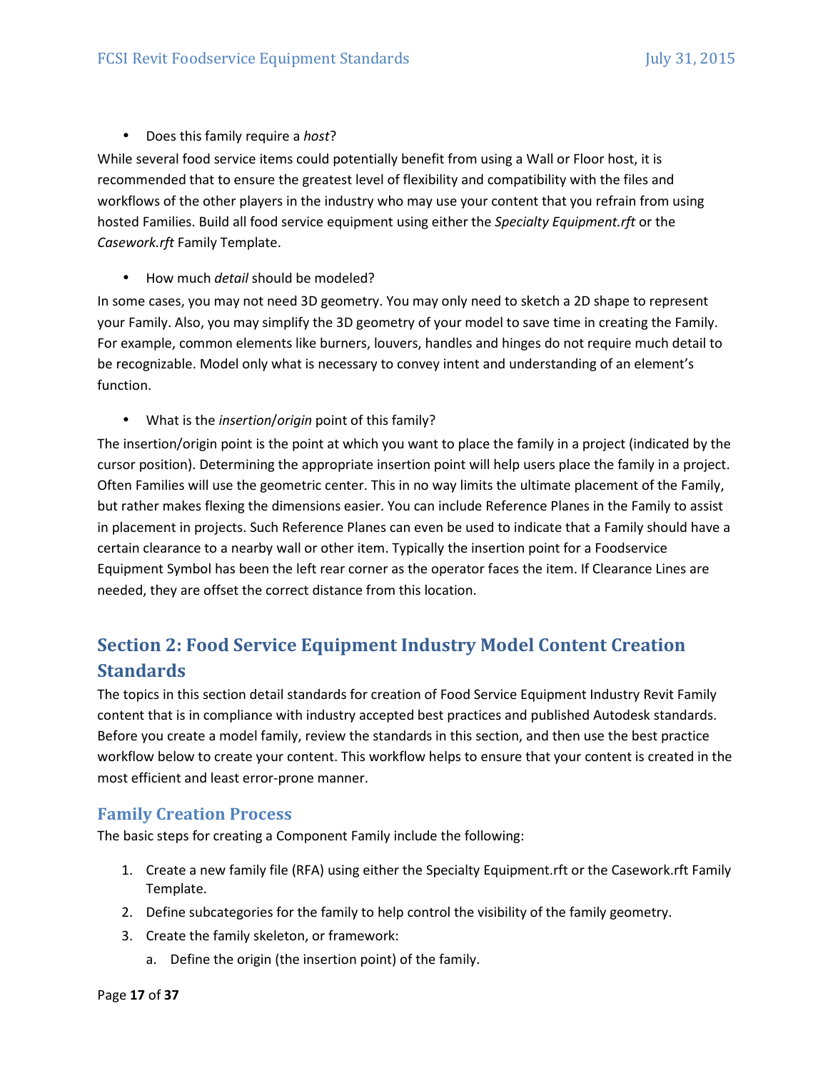- Does this family require a *host*?

While several food service items could potentially benefit from using a Wall or Floor host, it is recommended that to ensure the greatest level of flexibility and compatibility with the files and workflows of the other players in the industry who may use your content that you refrain from using hosted Families. Build all food service equipment using either the *Specialty Equipment.rft* or the *Casework.rft* Family Template.

- How much *detail* should be modeled?

In some cases, you may not need 3D geometry. You may only need to sketch a 2D shape to represent your Family. Also, you may simplify the 3D geometry of your model to save time in creating the Family. For example, common elements like burners, louvers, handles and hinges do not require much detail to be recognizable. Model only what is necessary to convey intent and understanding of an element's function.

- What is the *insertion*/*origin* point of this family?

The insertion/origin point is the point at which you want to place the family in a project (indicated by the cursor position). Determining the appropriate insertion point will help users place the family in a project. Often Families will use the geometric center. This in no way limits the ultimate placement of the Family, but rather makes flexing the dimensions easier. You can include Reference Planes in the Family to assist in placement in projects. Such Reference Planes can even be used to indicate that a Family should have a certain clearance to a nearby wall or other item. Typically the insertion point for a Foodservice Equipment Symbol has been the left rear corner as the operator faces the item. If Clearance Lines are needed, they are offset the correct distance from this location.

## Section 2: Food Service Equipment Industry Model Content Creation Standards

The topics in this section detail standards for creation of Food Service Equipment Industry Revit Family content that is in compliance with industry accepted best practices and published Autodesk standards. Before you create a model family, review the standards in this section, and then use the best practice workflow below to create your content. This workflow helps to ensure that your content is created in the most efficient and least error-prone manner.

### Family Creation Process

The basic steps for creating a Component Family include the following:

1. Create a new family file (RFA) using either the Specialty Equipment.rft or the Casework.rft Family Template.
2. Define subcategories for the family to help control the visibility of the family geometry.
3. Create the family skeleton, or framework:
    a. Define the origin (the insertion point) of the family.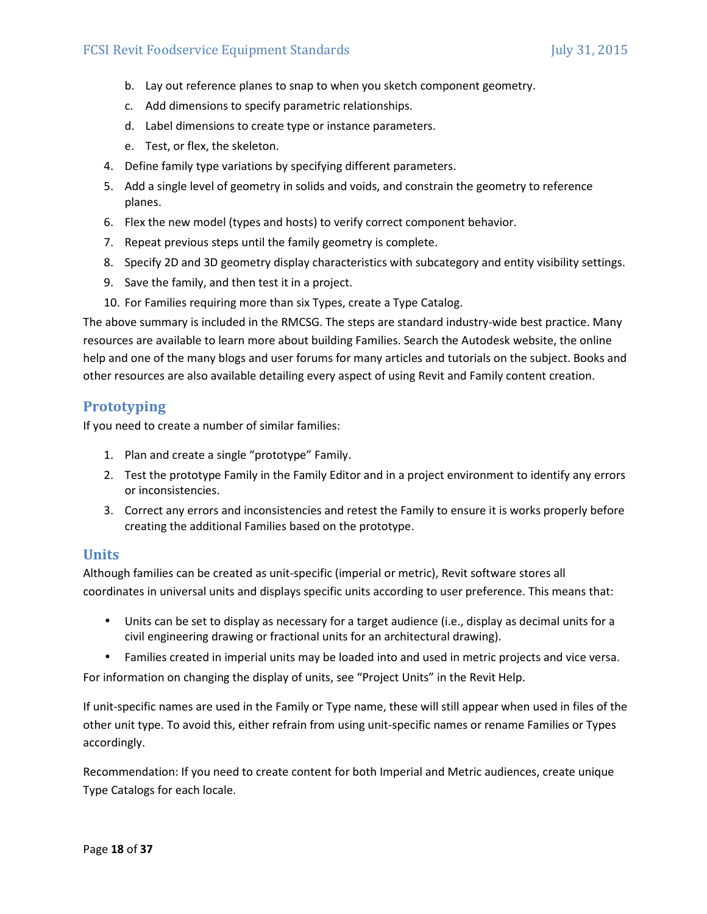b. Lay out reference planes to snap to when you sketch component geometry.
   c. Add dimensions to specify parametric relationships.
   d. Label dimensions to create type or instance parameters.
   e. Test, or flex, the skeleton.
4. Define family type variations by specifying different parameters.
5. Add a single level of geometry in solids and voids, and constrain the geometry to reference planes.
6. Flex the new model (types and hosts) to verify correct component behavior.
7. Repeat previous steps until the family geometry is complete.
8. Specify 2D and 3D geometry display characteristics with subcategory and entity visibility settings.
9. Save the family, and then test it in a project.
10. For Families requiring more than six Types, create a Type Catalog.

The above summary is included in the RMCSG. The steps are standard industry-wide best practice. Many resources are available to learn more about building Families. Search the Autodesk website, the online help and one of the many blogs and user forums for many articles and tutorials on the subject. Books and other resources are also available detailing every aspect of using Revit and Family content creation.

## Prototyping

If you need to create a number of similar families:

1. Plan and create a single "prototype" Family.
2. Test the prototype Family in the Family Editor and in a project environment to identify any errors or inconsistencies.
3. Correct any errors and inconsistencies and retest the Family to ensure it is works properly before creating the additional Families based on the prototype.

## Units

Although families can be created as unit-specific (imperial or metric), Revit software stores all coordinates in universal units and displays specific units according to user preference. This means that:

- Units can be set to display as necessary for a target audience (i.e., display as decimal units for a civil engineering drawing or fractional units for an architectural drawing).
- Families created in imperial units may be loaded into and used in metric projects and vice versa.

For information on changing the display of units, see "Project Units" in the Revit Help.

If unit-specific names are used in the Family or Type name, these will still appear when used in files of the other unit type. To avoid this, either refrain from using unit-specific names or rename Families or Types accordingly.

Recommendation: If you need to create content for both Imperial and Metric audiences, create unique Type Catalogs for each locale.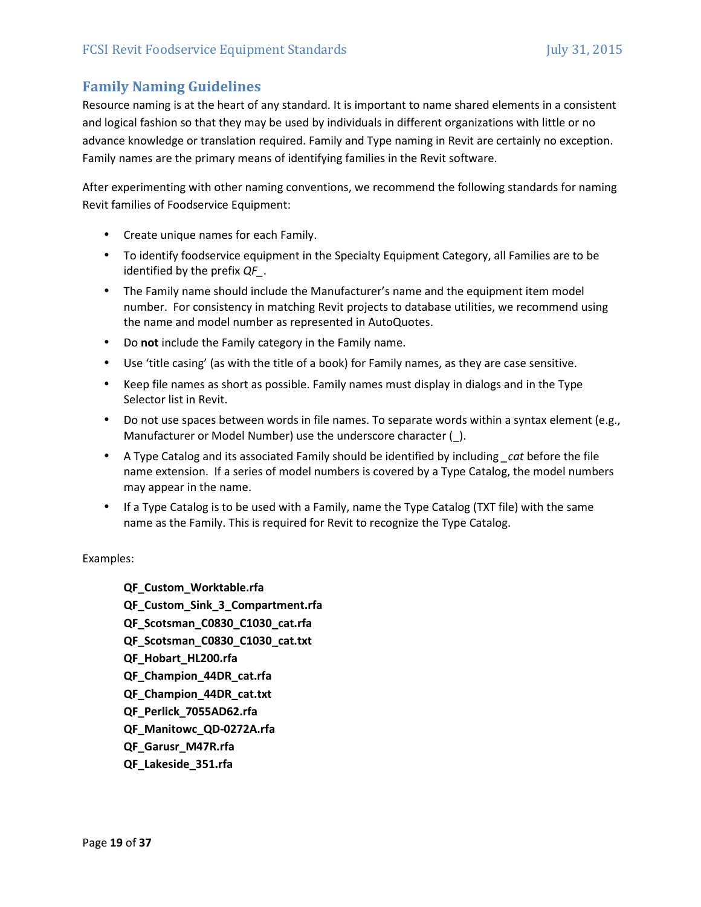## Family Naming Guidelines

Resource naming is at the heart of any standard. It is important to name shared elements in a consistent and logical fashion so that they may be used by individuals in different organizations with little or no advance knowledge or translation required. Family and Type naming in Revit are certainly no exception. Family names are the primary means of identifying families in the Revit software.

After experimenting with other naming conventions, we recommend the following standards for naming Revit families of Foodservice Equipment:

- Create unique names for each Family.
- To identify foodservice equipment in the Specialty Equipment Category, all Families are to be identified by the prefix *QF_*.
- The Family name should include the Manufacturer's name and the equipment item model number. For consistency in matching Revit projects to database utilities, we recommend using the name and model number as represented in AutoQuotes.
- Do **not** include the Family category in the Family name.
- Use 'title casing' (as with the title of a book) for Family names, as they are case sensitive.
- Keep file names as short as possible. Family names must display in dialogs and in the Type Selector list in Revit.
- Do not use spaces between words in file names. To separate words within a syntax element (e.g., Manufacturer or Model Number) use the underscore character (_).
- A Type Catalog and its associated Family should be identified by including *_cat* before the file name extension. If a series of model numbers is covered by a Type Catalog, the model numbers may appear in the name.
- If a Type Catalog is to be used with a Family, name the Type Catalog (TXT file) with the same name as the Family. This is required for Revit to recognize the Type Catalog.

Examples:

**QF_Custom_Worktable.rfa**
**QF_Custom_Sink_3_Compartment.rfa**
**QF_Scotsman_C0830_C1030_cat.rfa**
**QF_Scotsman_C0830_C1030_cat.txt**
**QF_Hobart_HL200.rfa**
**QF_Champion_44DR_cat.rfa**
**QF_Champion_44DR_cat.txt**
**QF_Perlick_7055AD62.rfa**
**QF_Manitowc_QD-0272A.rfa**
**QF_Garusr_M47R.rfa**
**QF_Lakeside_351.rfa**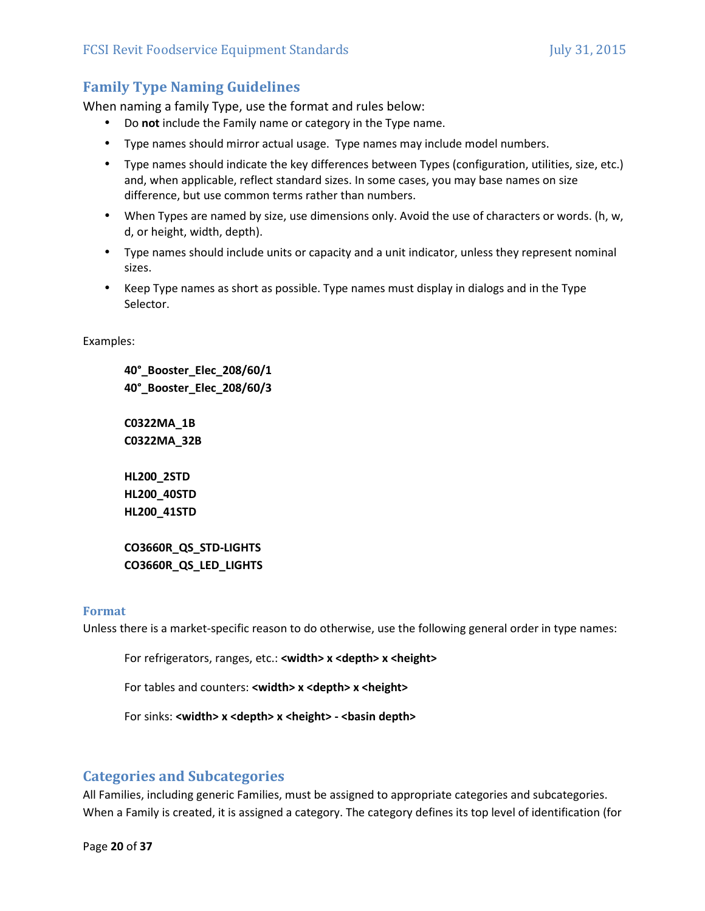## Family Type Naming Guidelines

When naming a family Type, use the format and rules below:

- Do **not** include the Family name or category in the Type name.
- Type names should mirror actual usage. Type names may include model numbers.
- Type names should indicate the key differences between Types (configuration, utilities, size, etc.) and, when applicable, reflect standard sizes. In some cases, you may base names on size difference, but use common terms rather than numbers.
- When Types are named by size, use dimensions only. Avoid the use of characters or words. (h, w, d, or height, width, depth).
- Type names should include units or capacity and a unit indicator, unless they represent nominal sizes.
- Keep Type names as short as possible. Type names must display in dialogs and in the Type Selector.

Examples:

**40°_Booster_Elec_208/60/1**
**40°_Booster_Elec_208/60/3**

**C0322MA_1B**
**C0322MA_32B**

**HL200_2STD**
**HL200_40STD**
**HL200_41STD**

**CO3660R_QS_STD-LIGHTS**
**CO3660R_QS_LED_LIGHTS**

### Format

Unless there is a market-specific reason to do otherwise, use the following general order in type names:

For refrigerators, ranges, etc.: **<width> x <depth> x <height>**

For tables and counters: **<width> x <depth> x <height>**

For sinks: **<width> x <depth> x <height> - <basin depth>**

## Categories and Subcategories

All Families, including generic Families, must be assigned to appropriate categories and subcategories. When a Family is created, it is assigned a category. The category defines its top level of identification (for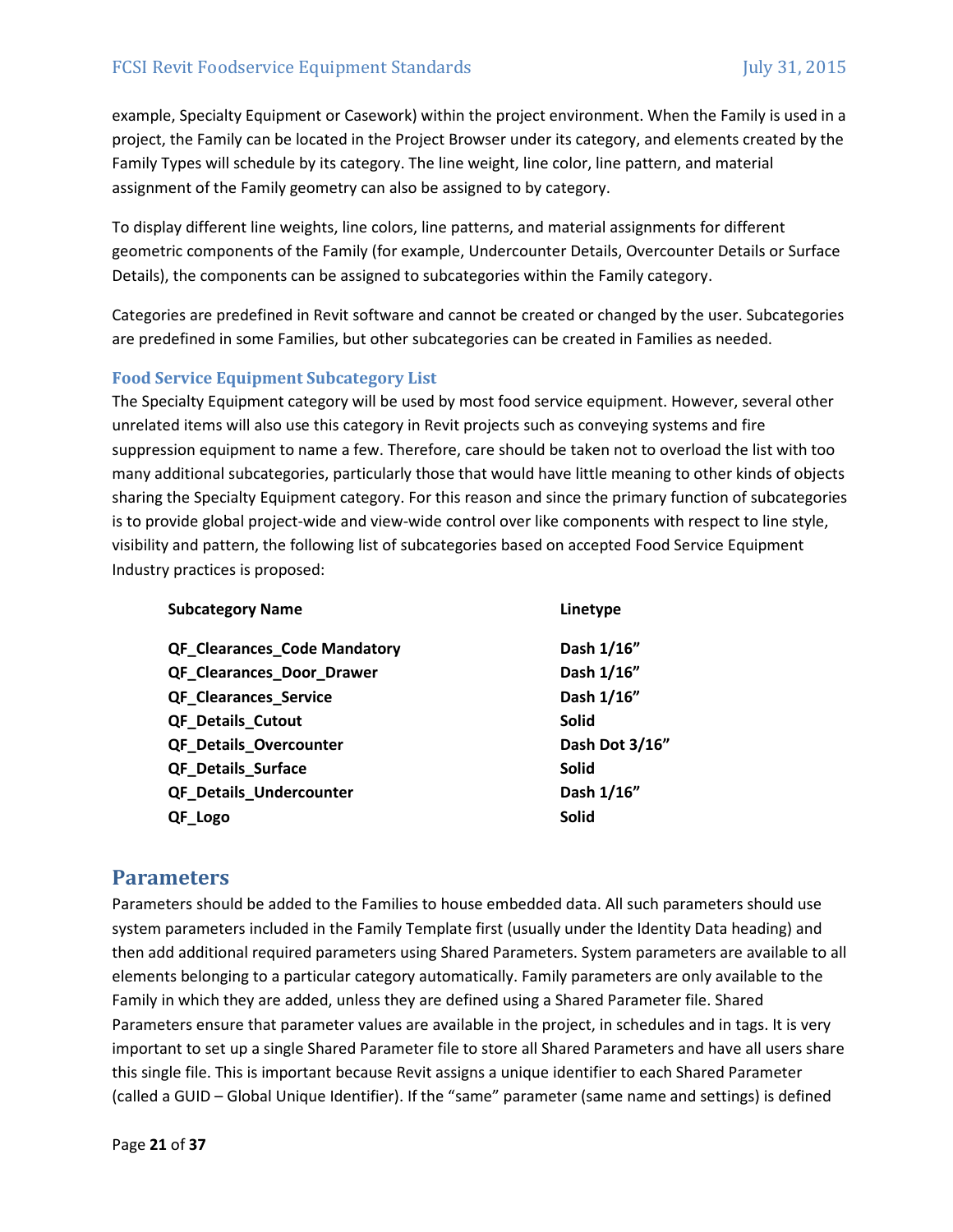example, Specialty Equipment or Casework) within the project environment. When the Family is used in a project, the Family can be located in the Project Browser under its category, and elements created by the Family Types will schedule by its category. The line weight, line color, line pattern, and material assignment of the Family geometry can also be assigned to by category.

To display different line weights, line colors, line patterns, and material assignments for different geometric components of the Family (for example, Undercounter Details, Overcounter Details or Surface Details), the components can be assigned to subcategories within the Family category.

Categories are predefined in Revit software and cannot be created or changed by the user. Subcategories are predefined in some Families, but other subcategories can be created in Families as needed.

### Food Service Equipment Subcategory List

The Specialty Equipment category will be used by most food service equipment. However, several other unrelated items will also use this category in Revit projects such as conveying systems and fire suppression equipment to name a few. Therefore, care should be taken not to overload the list with too many additional subcategories, particularly those that would have little meaning to other kinds of objects sharing the Specialty Equipment category. For this reason and since the primary function of subcategories is to provide global project-wide and view-wide control over like components with respect to line style, visibility and pattern, the following list of subcategories based on accepted Food Service Equipment Industry practices is proposed:

| Subcategory Name | Linetype |
|---|---|
| QF_Clearances_Code Mandatory | Dash 1/16" |
| QF_Clearances_Door_Drawer | Dash 1/16" |
| QF_Clearances_Service | Dash 1/16" |
| QF_Details_Cutout | Solid |
| QF_Details_Overcounter | Dash Dot 3/16" |
| QF_Details_Surface | Solid |
| QF_Details_Undercounter | Dash 1/16" |
| QF_Logo | Solid |

## Parameters

Parameters should be added to the Families to house embedded data. All such parameters should use system parameters included in the Family Template first (usually under the Identity Data heading) and then add additional required parameters using Shared Parameters. System parameters are available to all elements belonging to a particular category automatically. Family parameters are only available to the Family in which they are added, unless they are defined using a Shared Parameter file. Shared Parameters ensure that parameter values are available in the project, in schedules and in tags. It is very important to set up a single Shared Parameter file to store all Shared Parameters and have all users share this single file. This is important because Revit assigns a unique identifier to each Shared Parameter (called a GUID – Global Unique Identifier). If the "same" parameter (same name and settings) is defined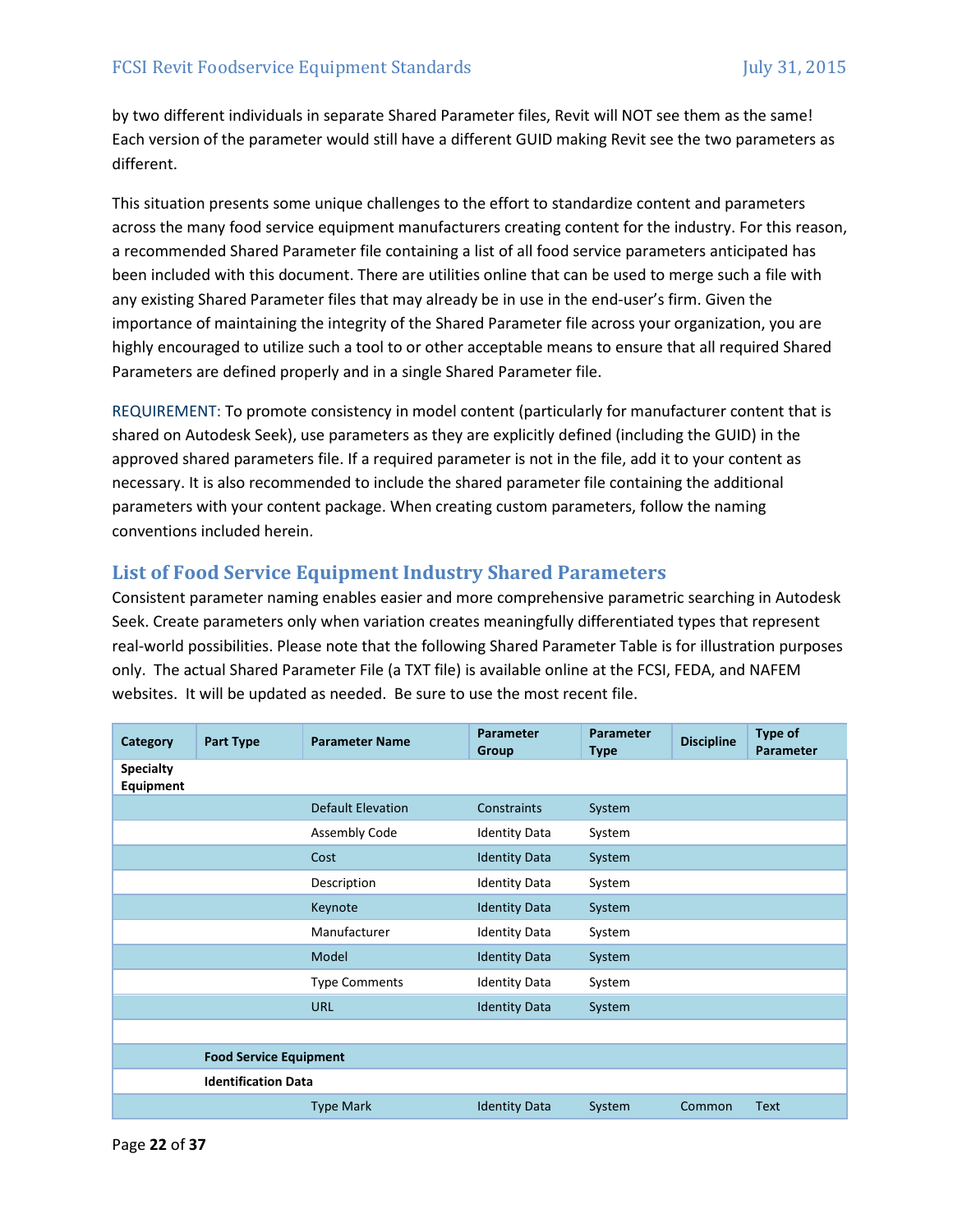by two different individuals in separate Shared Parameter files, Revit will NOT see them as the same! Each version of the parameter would still have a different GUID making Revit see the two parameters as different.

This situation presents some unique challenges to the effort to standardize content and parameters across the many food service equipment manufacturers creating content for the industry. For this reason, a recommended Shared Parameter file containing a list of all food service parameters anticipated has been included with this document. There are utilities online that can be used to merge such a file with any existing Shared Parameter files that may already be in use in the end-user's firm. Given the importance of maintaining the integrity of the Shared Parameter file across your organization, you are highly encouraged to utilize such a tool to or other acceptable means to ensure that all required Shared Parameters are defined properly and in a single Shared Parameter file.

REQUIREMENT: To promote consistency in model content (particularly for manufacturer content that is shared on Autodesk Seek), use parameters as they are explicitly defined (including the GUID) in the approved shared parameters file. If a required parameter is not in the file, add it to your content as necessary. It is also recommended to include the shared parameter file containing the additional parameters with your content package. When creating custom parameters, follow the naming conventions included herein.

## List of Food Service Equipment Industry Shared Parameters

Consistent parameter naming enables easier and more comprehensive parametric searching in Autodesk Seek. Create parameters only when variation creates meaningfully differentiated types that represent real-world possibilities. Please note that the following Shared Parameter Table is for illustration purposes only. The actual Shared Parameter File (a TXT file) is available online at the FCSI, FEDA, and NAFEM websites. It will be updated as needed. Be sure to use the most recent file.

| Category | Part Type | Parameter Name | Parameter Group | Parameter Type | Discipline | Type of Parameter |
|---|---|---|---|---|---|---|
| **Specialty Equipment** | | | | | | |
| | | Default Elevation | Constraints | System | | |
| | | Assembly Code | Identity Data | System | | |
| | | Cost | Identity Data | System | | |
| | | Description | Identity Data | System | | |
| | | Keynote | Identity Data | System | | |
| | | Manufacturer | Identity Data | System | | |
| | | Model | Identity Data | System | | |
| | | Type Comments | Identity Data | System | | |
| | | URL | Identity Data | System | | |
| | | | | | | |
| | **Food Service Equipment** | | | | | |
| | **Identification Data** | | | | | |
| | | Type Mark | Identity Data | System | Common | Text |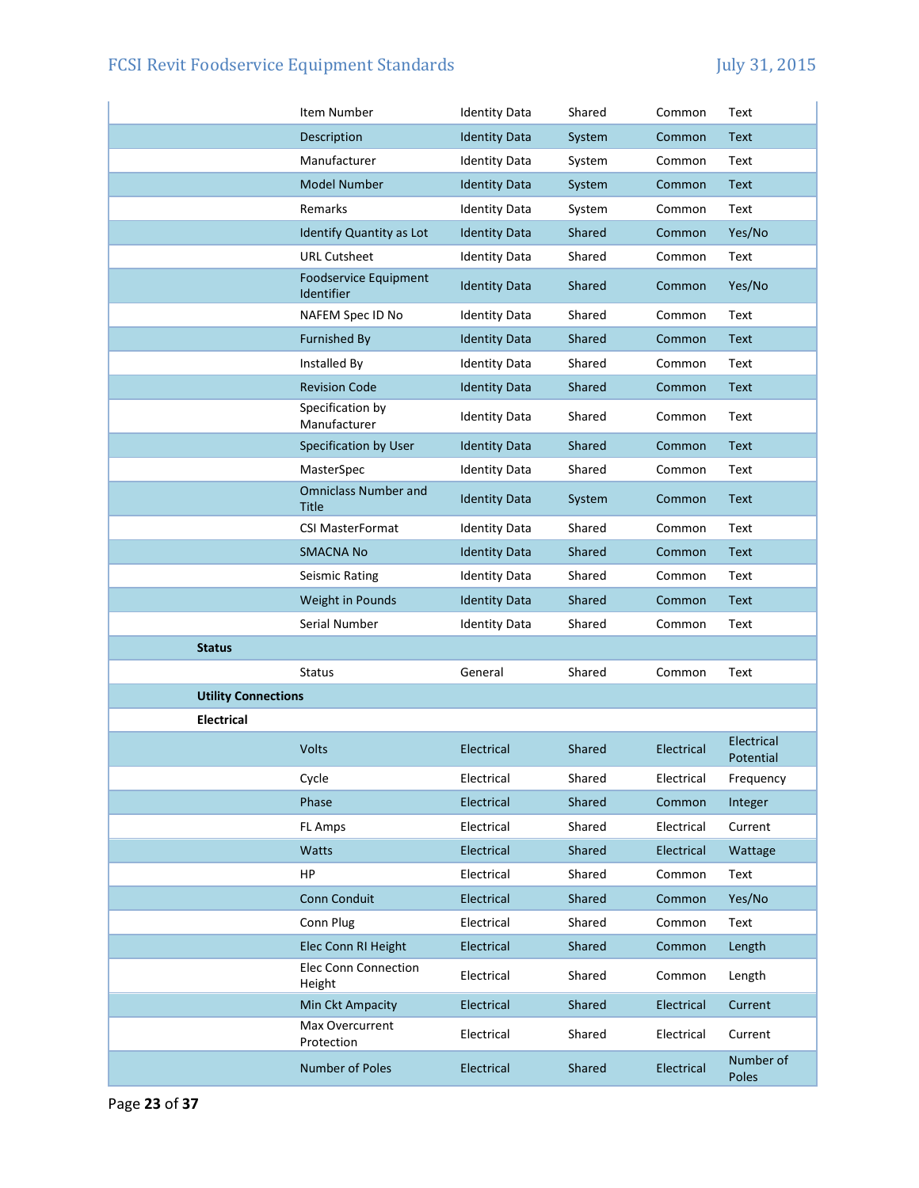| | | | | | |
|---|---|---|---|---|---|
| | Item Number | Identity Data | Shared | Common | Text |
| | Description | Identity Data | System | Common | Text |
| | Manufacturer | Identity Data | System | Common | Text |
| | Model Number | Identity Data | System | Common | Text |
| | Remarks | Identity Data | System | Common | Text |
| | Identify Quantity as Lot | Identity Data | Shared | Common | Yes/No |
| | URL Cutsheet | Identity Data | Shared | Common | Text |
| | Foodservice Equipment Identifier | Identity Data | Shared | Common | Yes/No |
| | NAFEM Spec ID No | Identity Data | Shared | Common | Text |
| | Furnished By | Identity Data | Shared | Common | Text |
| | Installed By | Identity Data | Shared | Common | Text |
| | Revision Code | Identity Data | Shared | Common | Text |
| | Specification by Manufacturer | Identity Data | Shared | Common | Text |
| | Specification by User | Identity Data | Shared | Common | Text |
| | MasterSpec | Identity Data | Shared | Common | Text |
| | Omniclass Number and Title | Identity Data | System | Common | Text |
| | CSI MasterFormat | Identity Data | Shared | Common | Text |
| | SMACNA No | Identity Data | Shared | Common | Text |
| | Seismic Rating | Identity Data | Shared | Common | Text |
| | Weight in Pounds | Identity Data | Shared | Common | Text |
| | Serial Number | Identity Data | Shared | Common | Text |
| **Status** | | | | | |
| | Status | General | Shared | Common | Text |
| **Utility Connections** | | | | | |
| **Electrical** | | | | | |
| | Volts | Electrical | Shared | Electrical | Electrical Potential |
| | Cycle | Electrical | Shared | Electrical | Frequency |
| | Phase | Electrical | Shared | Common | Integer |
| | FL Amps | Electrical | Shared | Electrical | Current |
| | Watts | Electrical | Shared | Electrical | Wattage |
| | HP | Electrical | Shared | Common | Text |
| | Conn Conduit | Electrical | Shared | Common | Yes/No |
| | Conn Plug | Electrical | Shared | Common | Text |
| | Elec Conn RI Height | Electrical | Shared | Common | Length |
| | Elec Conn Connection Height | Electrical | Shared | Common | Length |
| | Min Ckt Ampacity | Electrical | Shared | Electrical | Current |
| | Max Overcurrent Protection | Electrical | Shared | Electrical | Current |
| | Number of Poles | Electrical | Shared | Electrical | Number of Poles |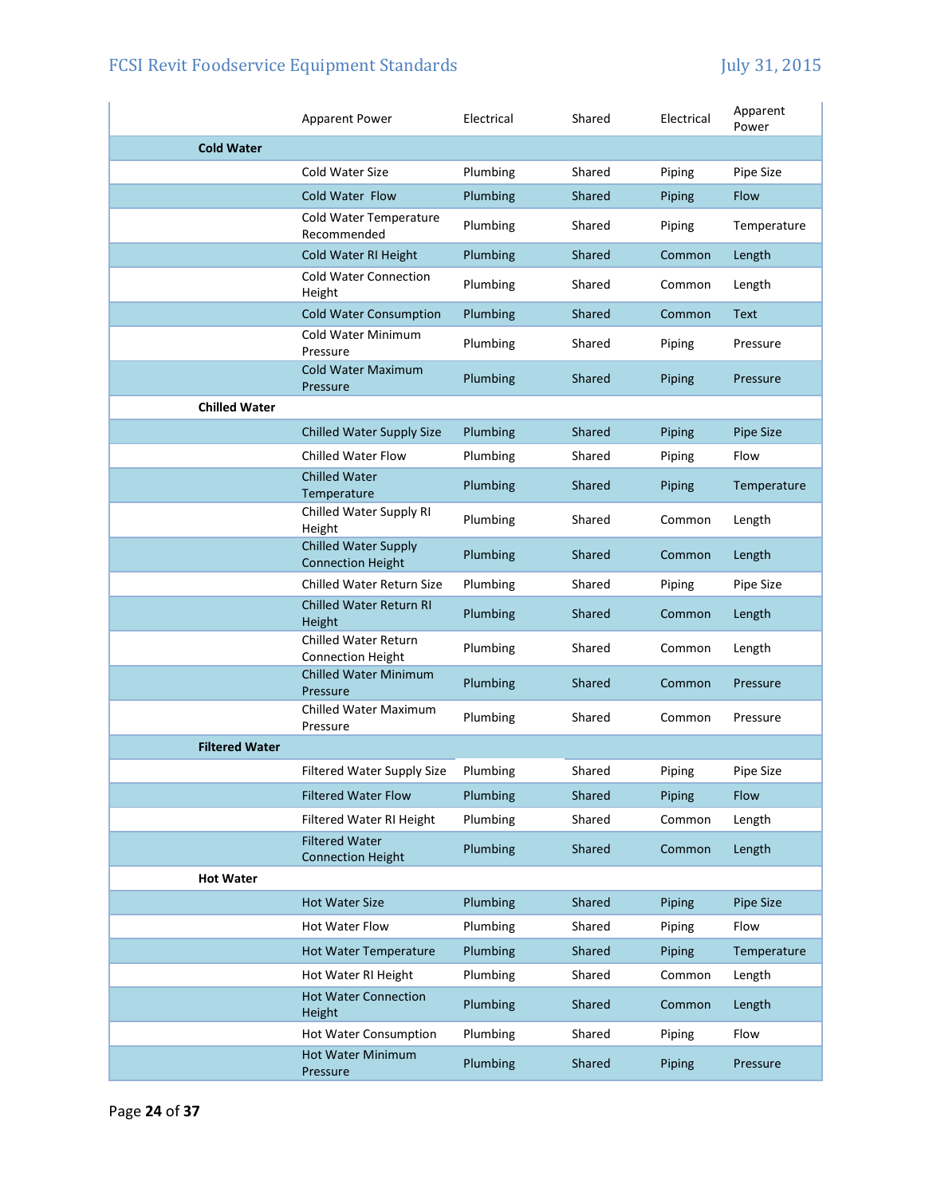| | | | | | |
|---|---|---|---|---|---|
| | Apparent Power | Electrical | Shared | Electrical | Apparent Power |
| **Cold Water** | | | | | |
| | Cold Water Size | Plumbing | Shared | Piping | Pipe Size |
| | Cold Water Flow | Plumbing | Shared | Piping | Flow |
| | Cold Water Temperature Recommended | Plumbing | Shared | Piping | Temperature |
| | Cold Water RI Height | Plumbing | Shared | Common | Length |
| | Cold Water Connection Height | Plumbing | Shared | Common | Length |
| | Cold Water Consumption | Plumbing | Shared | Common | Text |
| | Cold Water Minimum Pressure | Plumbing | Shared | Piping | Pressure |
| | Cold Water Maximum Pressure | Plumbing | Shared | Piping | Pressure |
| **Chilled Water** | | | | | |
| | Chilled Water Supply Size | Plumbing | Shared | Piping | Pipe Size |
| | Chilled Water Flow | Plumbing | Shared | Piping | Flow |
| | Chilled Water Temperature | Plumbing | Shared | Piping | Temperature |
| | Chilled Water Supply RI Height | Plumbing | Shared | Common | Length |
| | Chilled Water Supply Connection Height | Plumbing | Shared | Common | Length |
| | Chilled Water Return Size | Plumbing | Shared | Piping | Pipe Size |
| | Chilled Water Return RI Height | Plumbing | Shared | Common | Length |
| | Chilled Water Return Connection Height | Plumbing | Shared | Common | Length |
| | Chilled Water Minimum Pressure | Plumbing | Shared | Common | Pressure |
| | Chilled Water Maximum Pressure | Plumbing | Shared | Common | Pressure |
| **Filtered Water** | | | | | |
| | Filtered Water Supply Size | Plumbing | Shared | Piping | Pipe Size |
| | Filtered Water Flow | Plumbing | Shared | Piping | Flow |
| | Filtered Water RI Height | Plumbing | Shared | Common | Length |
| | Filtered Water Connection Height | Plumbing | Shared | Common | Length |
| **Hot Water** | | | | | |
| | Hot Water Size | Plumbing | Shared | Piping | Pipe Size |
| | Hot Water Flow | Plumbing | Shared | Piping | Flow |
| | Hot Water Temperature | Plumbing | Shared | Piping | Temperature |
| | Hot Water RI Height | Plumbing | Shared | Common | Length |
| | Hot Water Connection Height | Plumbing | Shared | Common | Length |
| | Hot Water Consumption | Plumbing | Shared | Piping | Flow |
| | Hot Water Minimum Pressure | Plumbing | Shared | Piping | Pressure |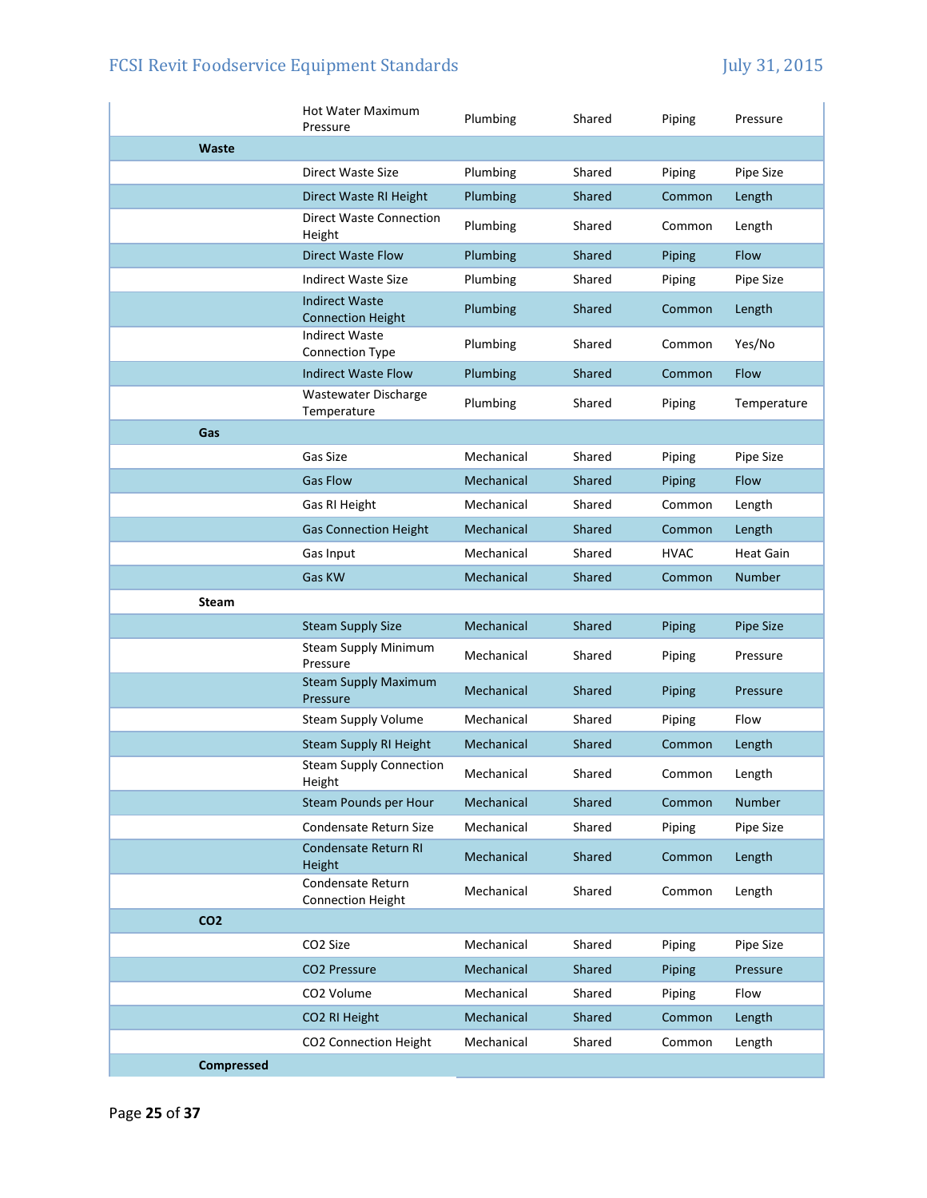| | | | | | |
|---|---|---|---|---|---|
| | Hot Water Maximum Pressure | Plumbing | Shared | Piping | Pressure |
| **Waste** | | | | | |
| | Direct Waste Size | Plumbing | Shared | Piping | Pipe Size |
| | Direct Waste RI Height | Plumbing | Shared | Common | Length |
| | Direct Waste Connection Height | Plumbing | Shared | Common | Length |
| | Direct Waste Flow | Plumbing | Shared | Piping | Flow |
| | Indirect Waste Size | Plumbing | Shared | Piping | Pipe Size |
| | Indirect Waste Connection Height | Plumbing | Shared | Common | Length |
| | Indirect Waste Connection Type | Plumbing | Shared | Common | Yes/No |
| | Indirect Waste Flow | Plumbing | Shared | Common | Flow |
| | Wastewater Discharge Temperature | Plumbing | Shared | Piping | Temperature |
| **Gas** | | | | | |
| | Gas Size | Mechanical | Shared | Piping | Pipe Size |
| | Gas Flow | Mechanical | Shared | Piping | Flow |
| | Gas RI Height | Mechanical | Shared | Common | Length |
| | Gas Connection Height | Mechanical | Shared | Common | Length |
| | Gas Input | Mechanical | Shared | HVAC | Heat Gain |
| | Gas KW | Mechanical | Shared | Common | Number |
| **Steam** | | | | | |
| | Steam Supply Size | Mechanical | Shared | Piping | Pipe Size |
| | Steam Supply Minimum Pressure | Mechanical | Shared | Piping | Pressure |
| | Steam Supply Maximum Pressure | Mechanical | Shared | Piping | Pressure |
| | Steam Supply Volume | Mechanical | Shared | Piping | Flow |
| | Steam Supply RI Height | Mechanical | Shared | Common | Length |
| | Steam Supply Connection Height | Mechanical | Shared | Common | Length |
| | Steam Pounds per Hour | Mechanical | Shared | Common | Number |
| | Condensate Return Size | Mechanical | Shared | Piping | Pipe Size |
| | Condensate Return RI Height | Mechanical | Shared | Common | Length |
| | Condensate Return Connection Height | Mechanical | Shared | Common | Length |
| **CO2** | | | | | |
| | CO2 Size | Mechanical | Shared | Piping | Pipe Size |
| | CO2 Pressure | Mechanical | Shared | Piping | Pressure |
| | CO2 Volume | Mechanical | Shared | Piping | Flow |
| | CO2 RI Height | Mechanical | Shared | Common | Length |
| | CO2 Connection Height | Mechanical | Shared | Common | Length |
| **Compressed** | | | | | |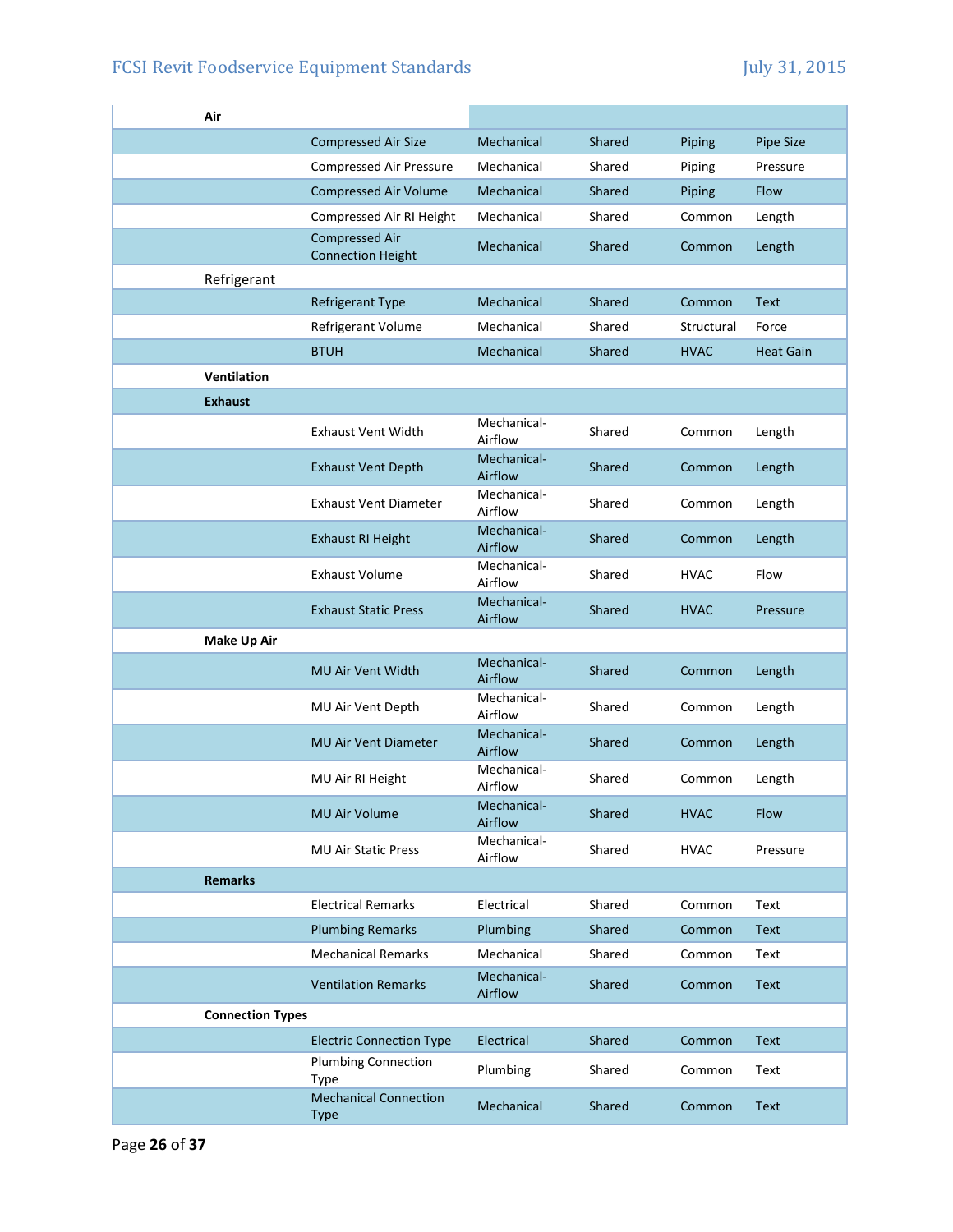| Category | Parameter | Discipline | Type | Group | Parameter Type |
|---|---|---|---|---|---|
| **Air** | | | | | |
| | Compressed Air Size | Mechanical | Shared | Piping | Pipe Size |
| | Compressed Air Pressure | Mechanical | Shared | Piping | Pressure |
| | Compressed Air Volume | Mechanical | Shared | Piping | Flow |
| | Compressed Air RI Height | Mechanical | Shared | Common | Length |
| | Compressed Air Connection Height | Mechanical | Shared | Common | Length |
| Refrigerant | | | | | |
| | Refrigerant Type | Mechanical | Shared | Common | Text |
| | Refrigerant Volume | Mechanical | Shared | Structural | Force |
| | BTUH | Mechanical | Shared | HVAC | Heat Gain |
| **Ventilation** | | | | | |
| **Exhaust** | | | | | |
| | Exhaust Vent Width | Mechanical-Airflow | Shared | Common | Length |
| | Exhaust Vent Depth | Mechanical-Airflow | Shared | Common | Length |
| | Exhaust Vent Diameter | Mechanical-Airflow | Shared | Common | Length |
| | Exhaust RI Height | Mechanical-Airflow | Shared | Common | Length |
| | Exhaust Volume | Mechanical-Airflow | Shared | HVAC | Flow |
| | Exhaust Static Press | Mechanical-Airflow | Shared | HVAC | Pressure |
| **Make Up Air** | | | | | |
| | MU Air Vent Width | Mechanical-Airflow | Shared | Common | Length |
| | MU Air Vent Depth | Mechanical-Airflow | Shared | Common | Length |
| | MU Air Vent Diameter | Mechanical-Airflow | Shared | Common | Length |
| | MU Air RI Height | Mechanical-Airflow | Shared | Common | Length |
| | MU Air Volume | Mechanical-Airflow | Shared | HVAC | Flow |
| | MU Air Static Press | Mechanical-Airflow | Shared | HVAC | Pressure |
| **Remarks** | | | | | |
| | Electrical Remarks | Electrical | Shared | Common | Text |
| | Plumbing Remarks | Plumbing | Shared | Common | Text |
| | Mechanical Remarks | Mechanical | Shared | Common | Text |
| | Ventilation Remarks | Mechanical-Airflow | Shared | Common | Text |
| **Connection Types** | | | | | |
| | Electric Connection Type | Electrical | Shared | Common | Text |
| | Plumbing Connection Type | Plumbing | Shared | Common | Text |
| | Mechanical Connection Type | Mechanical | Shared | Common | Text |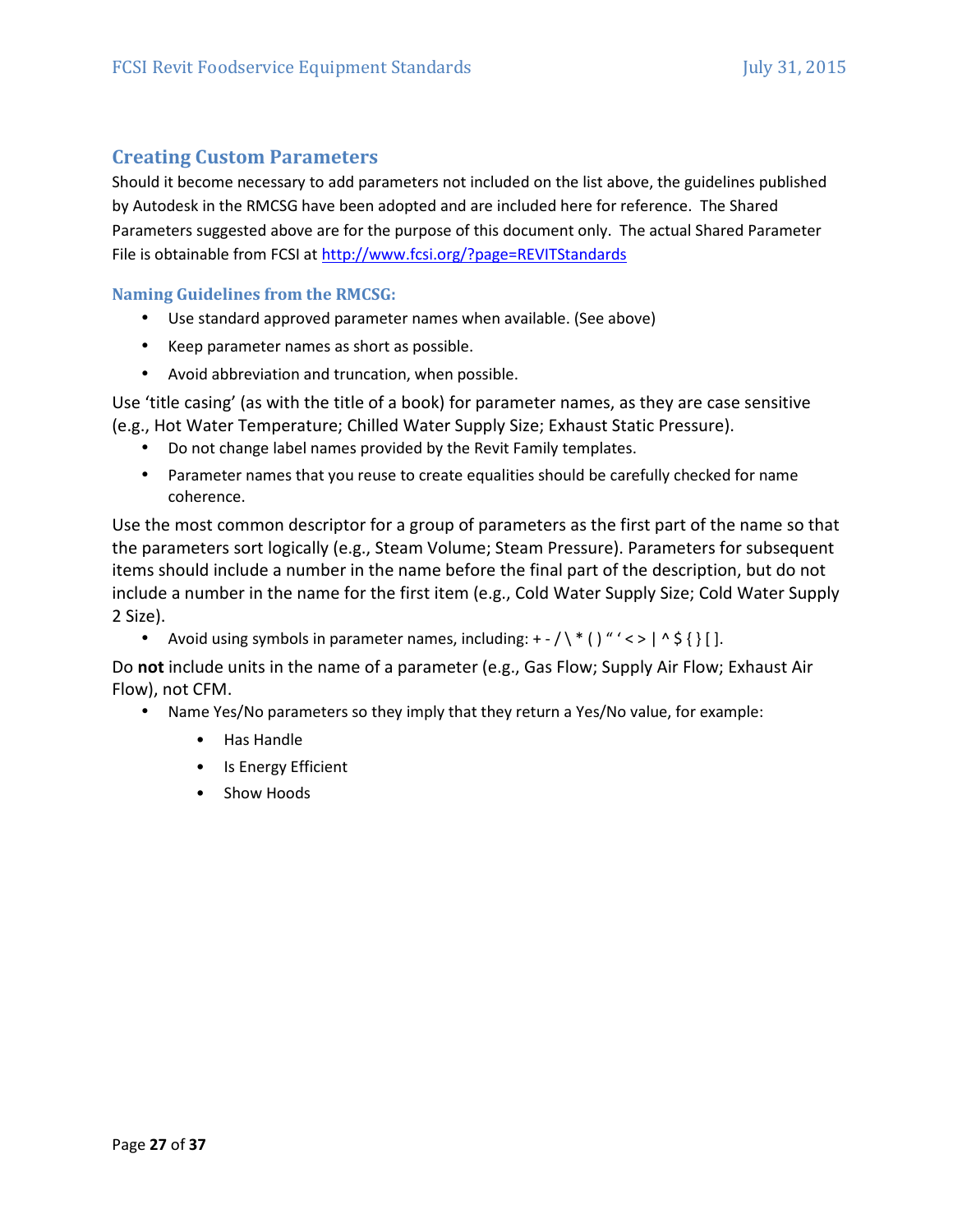## Creating Custom Parameters

Should it become necessary to add parameters not included on the list above, the guidelines published by Autodesk in the RMCSG have been adopted and are included here for reference. The Shared Parameters suggested above are for the purpose of this document only. The actual Shared Parameter File is obtainable from FCSI at http://www.fcsi.org/?page=REVITStandards

### Naming Guidelines from the RMCSG:

- Use standard approved parameter names when available. (See above)
- Keep parameter names as short as possible.
- Avoid abbreviation and truncation, when possible.

Use 'title casing' (as with the title of a book) for parameter names, as they are case sensitive (e.g., Hot Water Temperature; Chilled Water Supply Size; Exhaust Static Pressure).

- Do not change label names provided by the Revit Family templates.
- Parameter names that you reuse to create equalities should be carefully checked for name coherence.

Use the most common descriptor for a group of parameters as the first part of the name so that the parameters sort logically (e.g., Steam Volume; Steam Pressure). Parameters for subsequent items should include a number in the name before the final part of the description, but do not include a number in the name for the first item (e.g., Cold Water Supply Size; Cold Water Supply 2 Size).

- Avoid using symbols in parameter names, including: + - / \ * ( ) " ' < > | ^ $ { } [ ].

Do **not** include units in the name of a parameter (e.g., Gas Flow; Supply Air Flow; Exhaust Air Flow), not CFM.

- Name Yes/No parameters so they imply that they return a Yes/No value, for example:
  - Has Handle
  - Is Energy Efficient
  - Show Hoods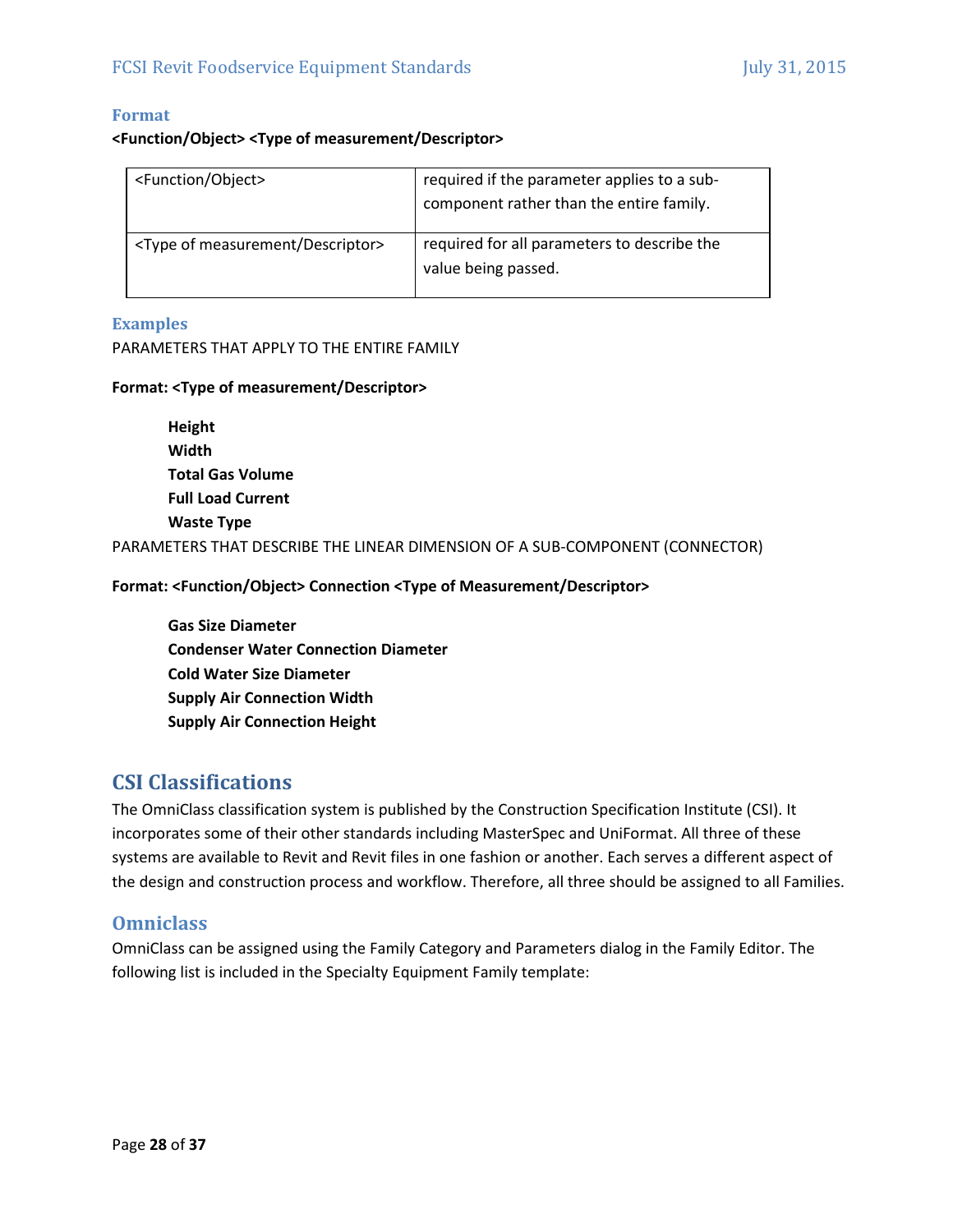### Format

**<Function/Object> <Type of measurement/Descriptor>**

| <Function/Object> | required if the parameter applies to a sub-component rather than the entire family. |
|---|---|
| <Type of measurement/Descriptor> | required for all parameters to describe the value being passed. |

### Examples

PARAMETERS THAT APPLY TO THE ENTIRE FAMILY

**Format: <Type of measurement/Descriptor>**

> **Height**
> **Width**
> **Total Gas Volume**
> **Full Load Current**
> **Waste Type**

PARAMETERS THAT DESCRIBE THE LINEAR DIMENSION OF A SUB-COMPONENT (CONNECTOR)

**Format: <Function/Object> Connection <Type of Measurement/Descriptor>**

> **Gas Size Diameter**
> **Condenser Water Connection Diameter**
> **Cold Water Size Diameter**
> **Supply Air Connection Width**
> **Supply Air Connection Height**

## CSI Classifications

The OmniClass classification system is published by the Construction Specification Institute (CSI). It incorporates some of their other standards including MasterSpec and UniFormat. All three of these systems are available to Revit and Revit files in one fashion or another. Each serves a different aspect of the design and construction process and workflow. Therefore, all three should be assigned to all Families.

### Omniclass

OmniClass can be assigned using the Family Category and Parameters dialog in the Family Editor. The following list is included in the Specialty Equipment Family template: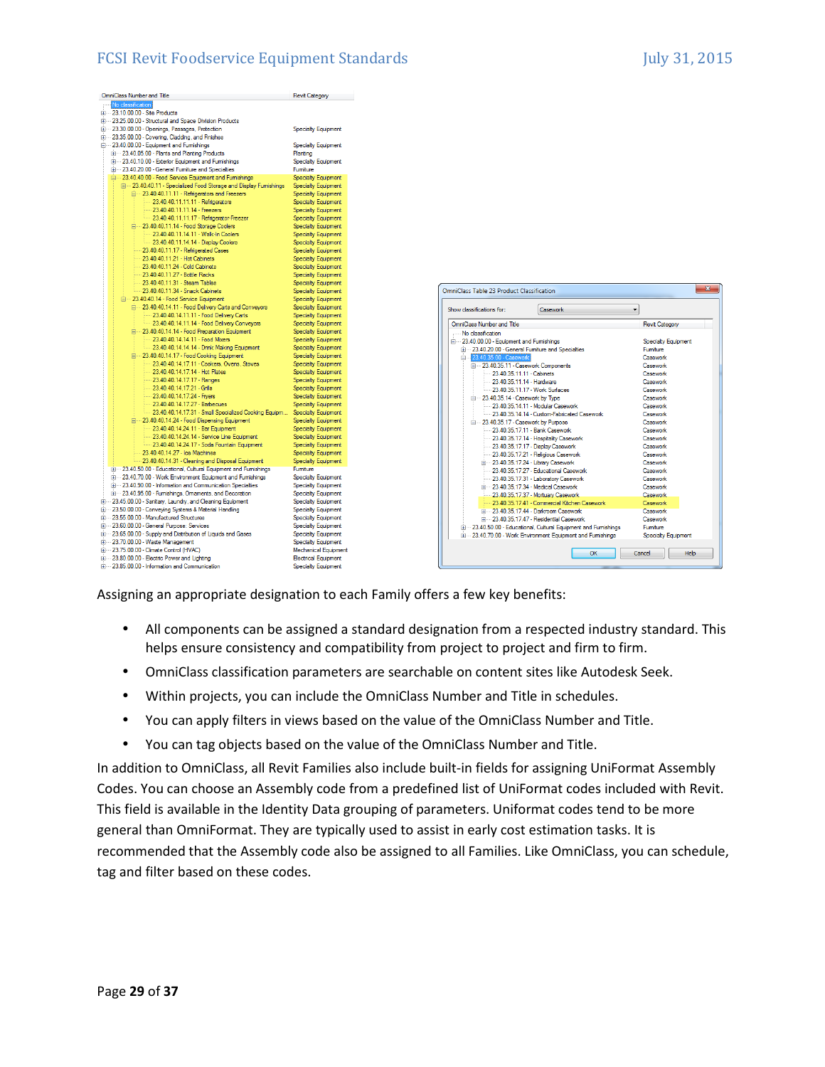| OmniClass Number and Title | Revit Category |
| --- | --- |
| No classification | |
| 23.10.00.00 - Site Products | |
| 23.25.00.00 - Structural and Space Division Products | |
| 23.30.00.00 - Openings, Passages, Protection | Specialty Equipment |
| 23.35.00.00 - Covering, Cladding, and Finishes | |
| 23.40.00.00 - Equipment and Furnishings | Specialty Equipment |
| 23.40.05.00 - Plants and Planting Products | Planting |
| 23.40.10.00 - Exterior Equipment and Furnishings | Specialty Equipment |
| 23.40.20.00 - General Furniture and Specialties | Furniture |
| 23.40.40.00 - Food Service Equipment and Furnishings | Specialty Equipment |
| 23.40.40.11 - Specialized Food Storage and Display Furnishings | Specialty Equipment |
| 23.40.40.11.11 - Refrigerators and Freezers | Specialty Equipment |
| 23.40.40.11.11.11 - Refrigerators | Specialty Equipment |
| 23.40.40.11.11.14 - Freezers | Specialty Equipment |
| 23.40.40.11.11.17 - Refrigerator-Freezer | Specialty Equipment |
| 23.40.40.11.14 - Food Storage Coolers | Specialty Equipment |
| 23.40.40.11.14.11 - Walk-in Coolers | Specialty Equipment |
| 23.40.40.11.14.14 - Display Coolers | Specialty Equipment |
| 23.40.40.11.17 - Refrigerated Cases | Specialty Equipment |
| 23.40.40.11.21 - Hot Cabinets | Specialty Equipment |
| 23.40.40.11.24 - Cold Cabinets | Specialty Equipment |
| 23.40.40.11.27 - Bottle Racks | Specialty Equipment |
| 23.40.40.11.31 - Steam Tables | Specialty Equipment |
| 23.40.40.11.34 - Snack Cabinets | Specialty Equipment |
| 23.40.40.14 - Food Service Equipment | Specialty Equipment |
| 23.40.40.14.11 - Food Delivery Carts and Conveyors | Specialty Equipment |
| 23.40.40.14.11.11 - Food Delivery Carts | Specialty Equipment |
| 23.40.40.14.11.14 - Food Delivery Conveyors | Specialty Equipment |
| 23.40.40.14.14 - Food Preparation Equipment | Specialty Equipment |
| 23.40.40.14.14.11 - Food Mixers | Specialty Equipment |
| 23.40.40.14.14.14 - Drink Making Equipment | Specialty Equipment |
| 23.40.40.14.17 - Food Cooking Equipment | Specialty Equipment |
| 23.40.40.14.17.11 - Cookers, Ovens, Stoves | Specialty Equipment |
| 23.40.40.14.17.14 - Hot Plates | Specialty Equipment |
| 23.40.40.14.17.17 - Ranges | Specialty Equipment |
| 23.40.40.14.17.21 - Grills | Specialty Equipment |
| 23.40.40.14.17.24 - Fryers | Specialty Equipment |
| 23.40.40.14.17.27 - Barbecues | Specialty Equipment |
| 23.40.40.14.17.31 - Small Specialized Cooking Equipm... | Specialty Equipment |
| 23.40.40.14.24 - Food Dispensing Equipment | Specialty Equipment |
| 23.40.40.14.24.11 - Bar Equipment | Specialty Equipment |
| 23.40.40.14.24.14 - Service Line Equipment | Specialty Equipment |
| 23.40.40.14.24.17 - Soda Fountain Equipment | Specialty Equipment |
| 23.40.40.14.27 - Ice Machines | Specialty Equipment |
| 23.40.40.14.31 - Cleaning and Disposal Equipment | Specialty Equipment |
| 23.40.50.00 - Educational, Cultural Equipment and Furnishings | Furniture |
| 23.40.70.00 - Work Environment Equipment and Furnishings | Specialty Equipment |
| 23.40.90.00 - Information and Communication Specialties | Specialty Equipment |
| 23.40.95.00 - Furnishings, Ornaments, and Decoration | Specialty Equipment |
| 23.45.00.00 - Sanitary, Laundry, and Cleaning Equipment | Specialty Equipment |
| 23.50.00.00 - Conveying Systems & Material Handling | Specialty Equipment |
| 23.55.00.00 - Manufactured Structures | Specialty Equipment |
| 23.60.00.00 - General Purpose, Services | Specialty Equipment |
| 23.65.00.00 - Supply and Distribution of Liquids and Gases | Specialty Equipment |
| 23.70.00.00 - Waste Management | Specialty Equipment |
| 23.75.00.00 - Climate Control (HVAC) | Mechanical Equipment |
| 23.80.00.00 - Electric Power and Lighting | Electrical Equipment |
| 23.85.00.00 - Information and Communication | Specialty Equipment |

OmniClass Table 23 Product Classification

Show classifications for: Casework

| OmniClass Number and Title | Revit Category |
| --- | --- |
| No classification | |
| 23.40.00.00 - Equipment and Furnishings | Specialty Equipment |
| 23.40.20.00 - General Furniture and Specialties | Furniture |
| 23.40.35.00 - Casework | Casework |
| 23.40.35.11 - Casework Components | Casework |
| 23.40.35.11.11 - Cabinets | Casework |
| 23.40.35.11.14 - Hardware | Casework |
| 23.40.35.11.17 - Work Surfaces | Casework |
| 23.40.35.14 - Casework by Type | Casework |
| 23.40.35.14.11 - Modular Casework | Casework |
| 23.40.35.14.14 - Custom-Fabricated Casework | Casework |
| 23.40.35.17 - Casework by Purpose | Casework |
| 23.40.35.17.11 - Bank Casework | Casework |
| 23.40.35.17.14 - Hospitality Casework | Casework |
| 23.40.35.17.17 - Display Casework | Casework |
| 23.40.35.17.21 - Religious Casework | Casework |
| 23.40.35.17.24 - Library Casework | Casework |
| 23.40.35.17.27 - Educational Casework | Casework |
| 23.40.35.17.31 - Laboratory Casework | Casework |
| 23.40.35.17.34 - Medical Casework | Casework |
| 23.40.35.17.37 - Mortuary Casework | Casework |
| 23.40.35.17.41 - Commercial Kitchen Casework | Casework |
| 23.40.35.17.44 - Darkroom Casework | Casework |
| 23.40.35.17.47 - Residential Casework | Casework |
| 23.40.50.00 - Educational, Cultural Equipment and Furnishings | Furniture |
| 23.40.70.00 - Work Environment Equipment and Furnishings | Specialty Equipment |

OK Cancel Help

Assigning an appropriate designation to each Family offers a few key benefits:

- All components can be assigned a standard designation from a respected industry standard. This helps ensure consistency and compatibility from project to project and firm to firm.
- OmniClass classification parameters are searchable on content sites like Autodesk Seek.
- Within projects, you can include the OmniClass Number and Title in schedules.
- You can apply filters in views based on the value of the OmniClass Number and Title.
- You can tag objects based on the value of the OmniClass Number and Title.

In addition to OmniClass, all Revit Families also include built-in fields for assigning UniFormat Assembly Codes. You can choose an Assembly code from a predefined list of UniFormat codes included with Revit. This field is available in the Identity Data grouping of parameters. Uniformat codes tend to be more general than OmniFormat. They are typically used to assist in early cost estimation tasks. It is recommended that the Assembly code also be assigned to all Families. Like OmniClass, you can schedule, tag and filter based on these codes.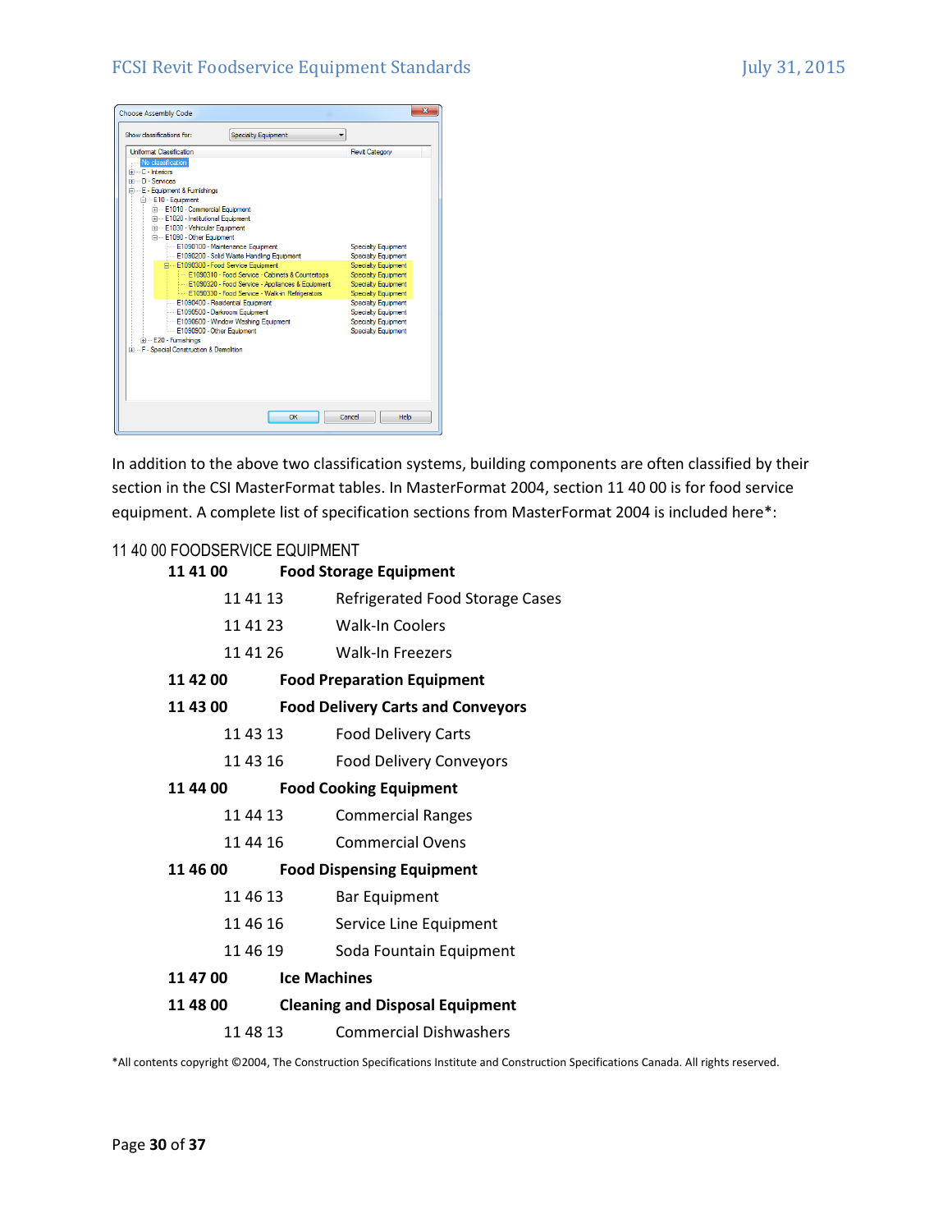In addition to the above two classification systems, building components are often classified by their section in the CSI MasterFormat tables. In MasterFormat 2004, section 11 40 00 is for food service equipment. A complete list of specification sections from MasterFormat 2004 is included here*:

11 40 00 FOODSERVICE EQUIPMENT

- **11 41 00 Food Storage Equipment**
  - 11 41 13 Refrigerated Food Storage Cases
  - 11 41 23 Walk-In Coolers
  - 11 41 26 Walk-In Freezers
- **11 42 00 Food Preparation Equipment**
- **11 43 00 Food Delivery Carts and Conveyors**
  - 11 43 13 Food Delivery Carts
  - 11 43 16 Food Delivery Conveyors
- **11 44 00 Food Cooking Equipment**
  - 11 44 13 Commercial Ranges
  - 11 44 16 Commercial Ovens
- **11 46 00 Food Dispensing Equipment**
  - 11 46 13 Bar Equipment
  - 11 46 16 Service Line Equipment
  - 11 46 19 Soda Fountain Equipment
- **11 47 00 Ice Machines**
- **11 48 00 Cleaning and Disposal Equipment**
  - 11 48 13 Commercial Dishwashers

*All contents copyright ©2004, The Construction Specifications Institute and Construction Specifications Canada. All rights reserved.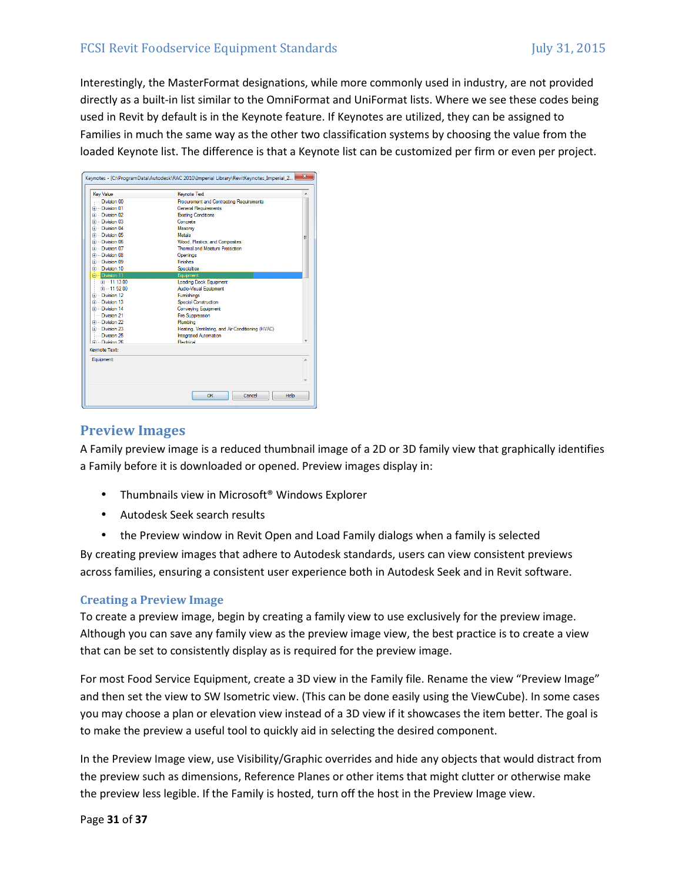Interestingly, the MasterFormat designations, while more commonly used in industry, are not provided directly as a built-in list similar to the OmniFormat and UniFormat lists. Where we see these codes being used in Revit by default is in the Keynote feature. If Keynotes are utilized, they can be assigned to Families in much the same way as the other two classification systems by choosing the value from the loaded Keynote list. The difference is that a Keynote list can be customized per firm or even per project.

## Preview Images

A Family preview image is a reduced thumbnail image of a 2D or 3D family view that graphically identifies a Family before it is downloaded or opened. Preview images display in:

- Thumbnails view in Microsoft® Windows Explorer
- Autodesk Seek search results
- the Preview window in Revit Open and Load Family dialogs when a family is selected

By creating preview images that adhere to Autodesk standards, users can view consistent previews across families, ensuring a consistent user experience both in Autodesk Seek and in Revit software.

### Creating a Preview Image

To create a preview image, begin by creating a family view to use exclusively for the preview image. Although you can save any family view as the preview image view, the best practice is to create a view that can be set to consistently display as is required for the preview image.

For most Food Service Equipment, create a 3D view in the Family file. Rename the view "Preview Image" and then set the view to SW Isometric view. (This can be done easily using the ViewCube). In some cases you may choose a plan or elevation view instead of a 3D view if it showcases the item better. The goal is to make the preview a useful tool to quickly aid in selecting the desired component.

In the Preview Image view, use Visibility/Graphic overrides and hide any objects that would distract from the preview such as dimensions, Reference Planes or other items that might clutter or otherwise make the preview less legible. If the Family is hosted, turn off the host in the Preview Image view.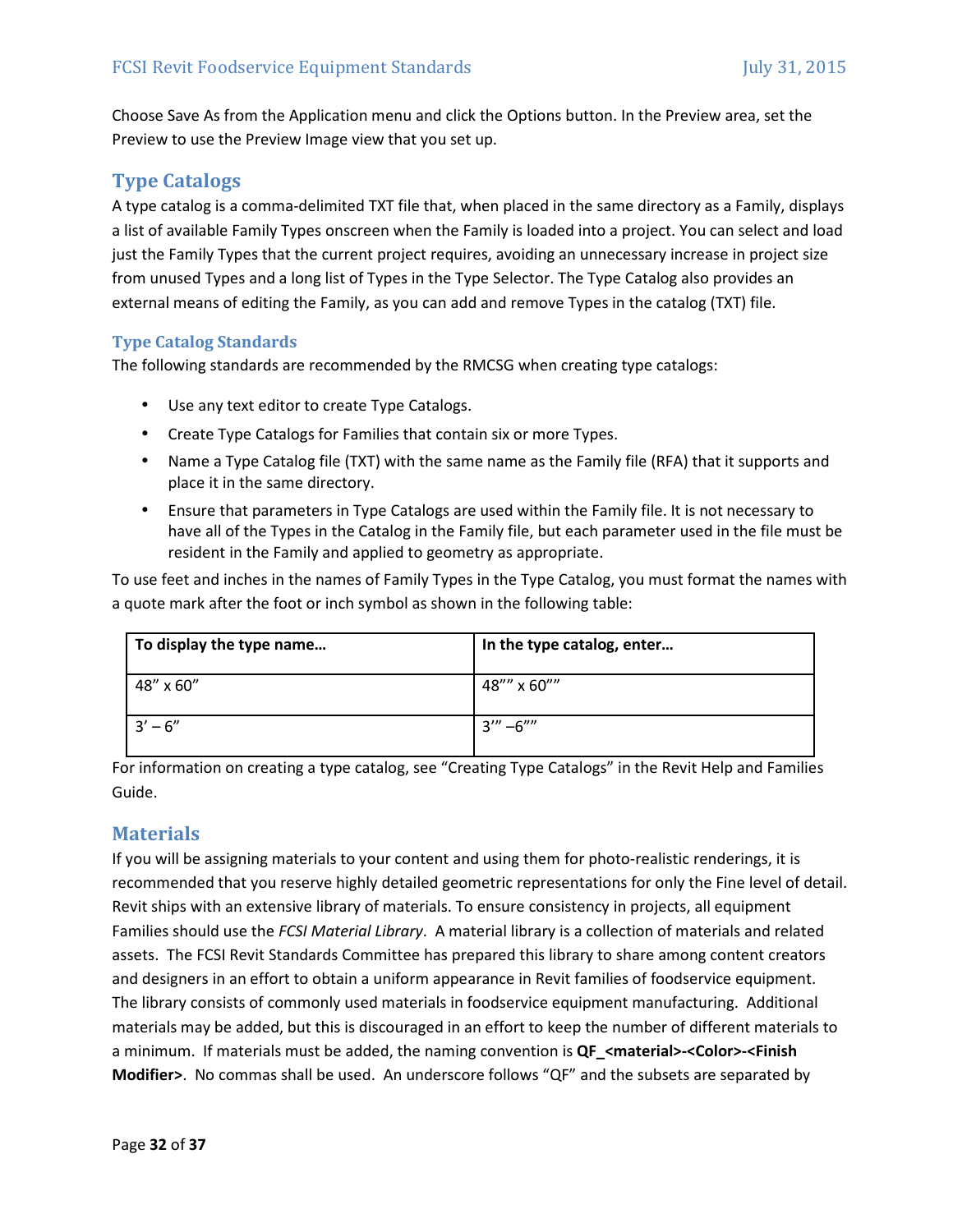Choose Save As from the Application menu and click the Options button. In the Preview area, set the Preview to use the Preview Image view that you set up.

## Type Catalogs

A type catalog is a comma-delimited TXT file that, when placed in the same directory as a Family, displays a list of available Family Types onscreen when the Family is loaded into a project. You can select and load just the Family Types that the current project requires, avoiding an unnecessary increase in project size from unused Types and a long list of Types in the Type Selector. The Type Catalog also provides an external means of editing the Family, as you can add and remove Types in the catalog (TXT) file.

### Type Catalog Standards

The following standards are recommended by the RMCSG when creating type catalogs:

- Use any text editor to create Type Catalogs.
- Create Type Catalogs for Families that contain six or more Types.
- Name a Type Catalog file (TXT) with the same name as the Family file (RFA) that it supports and place it in the same directory.
- Ensure that parameters in Type Catalogs are used within the Family file. It is not necessary to have all of the Types in the Catalog in the Family file, but each parameter used in the file must be resident in the Family and applied to geometry as appropriate.

To use feet and inches in the names of Family Types in the Type Catalog, you must format the names with a quote mark after the foot or inch symbol as shown in the following table:

| To display the type name… | In the type catalog, enter… |
|---|---|
| 48" x 60" | 48"" x 60"" |
| 3' – 6" | 3'" –6"" |

For information on creating a type catalog, see "Creating Type Catalogs" in the Revit Help and Families Guide.

## Materials

If you will be assigning materials to your content and using them for photo-realistic renderings, it is recommended that you reserve highly detailed geometric representations for only the Fine level of detail. Revit ships with an extensive library of materials. To ensure consistency in projects, all equipment Families should use the *FCSI Material Library*. A material library is a collection of materials and related assets. The FCSI Revit Standards Committee has prepared this library to share among content creators and designers in an effort to obtain a uniform appearance in Revit families of foodservice equipment. The library consists of commonly used materials in foodservice equipment manufacturing. Additional materials may be added, but this is discouraged in an effort to keep the number of different materials to a minimum. If materials must be added, the naming convention is **QF_<material>-<Color>-<Finish Modifier>**. No commas shall be used. An underscore follows "QF" and the subsets are separated by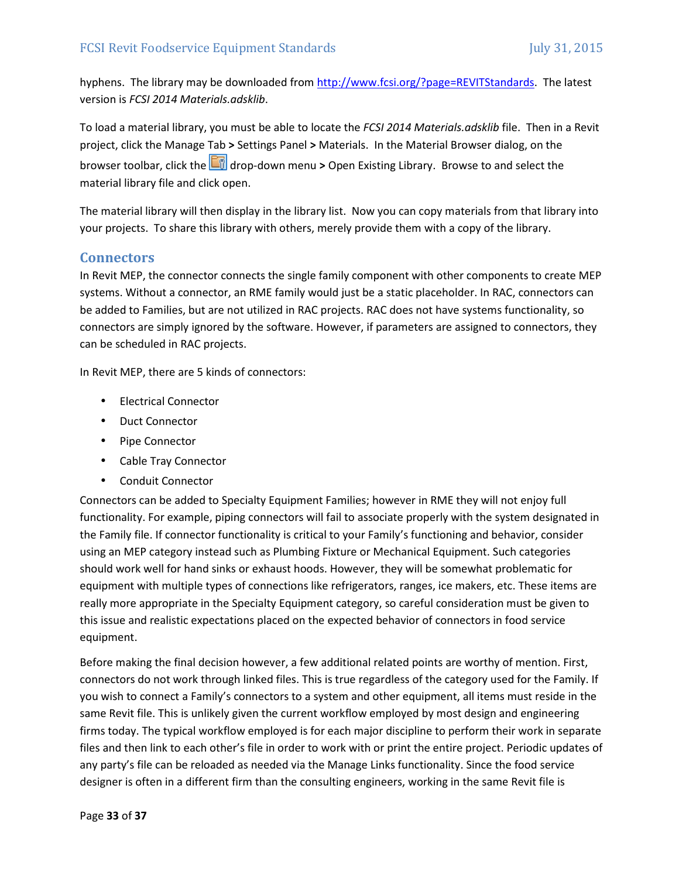hyphens. The library may be downloaded from [http://www.fcsi.org/?page=REVITStandards](http://www.fcsi.org/?page=REVITStandards). The latest version is *FCSI 2014 Materials.adsklib*.

To load a material library, you must be able to locate the *FCSI 2014 Materials.adsklib* file. Then in a Revit project, click the Manage Tab **>** Settings Panel **>** Materials. In the Material Browser dialog, on the browser toolbar, click the drop-down menu **>** Open Existing Library. Browse to and select the material library file and click open.

The material library will then display in the library list. Now you can copy materials from that library into your projects. To share this library with others, merely provide them with a copy of the library.

## Connectors

In Revit MEP, the connector connects the single family component with other components to create MEP systems. Without a connector, an RME family would just be a static placeholder. In RAC, connectors can be added to Families, but are not utilized in RAC projects. RAC does not have systems functionality, so connectors are simply ignored by the software. However, if parameters are assigned to connectors, they can be scheduled in RAC projects.

In Revit MEP, there are 5 kinds of connectors:

- Electrical Connector
- Duct Connector
- Pipe Connector
- Cable Tray Connector
- Conduit Connector

Connectors can be added to Specialty Equipment Families; however in RME they will not enjoy full functionality. For example, piping connectors will fail to associate properly with the system designated in the Family file. If connector functionality is critical to your Family's functioning and behavior, consider using an MEP category instead such as Plumbing Fixture or Mechanical Equipment. Such categories should work well for hand sinks or exhaust hoods. However, they will be somewhat problematic for equipment with multiple types of connections like refrigerators, ranges, ice makers, etc. These items are really more appropriate in the Specialty Equipment category, so careful consideration must be given to this issue and realistic expectations placed on the expected behavior of connectors in food service equipment.

Before making the final decision however, a few additional related points are worthy of mention. First, connectors do not work through linked files. This is true regardless of the category used for the Family. If you wish to connect a Family's connectors to a system and other equipment, all items must reside in the same Revit file. This is unlikely given the current workflow employed by most design and engineering firms today. The typical workflow employed is for each major discipline to perform their work in separate files and then link to each other's file in order to work with or print the entire project. Periodic updates of any party's file can be reloaded as needed via the Manage Links functionality. Since the food service designer is often in a different firm than the consulting engineers, working in the same Revit file is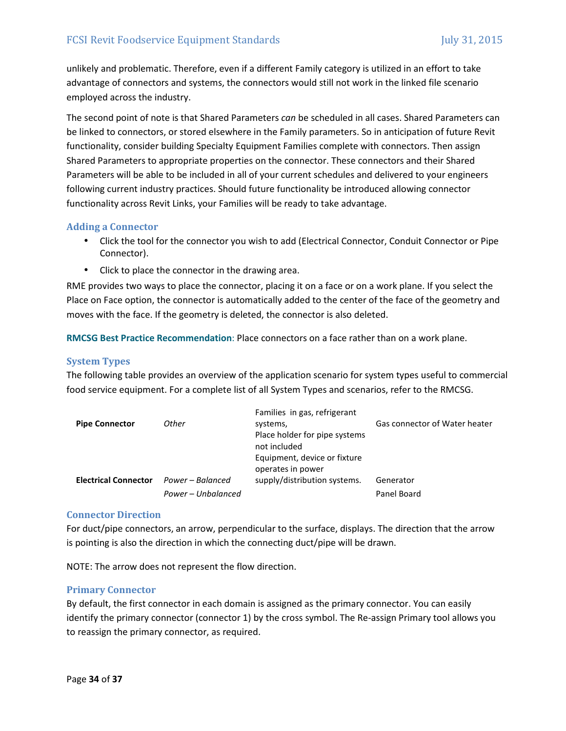unlikely and problematic. Therefore, even if a different Family category is utilized in an effort to take advantage of connectors and systems, the connectors would still not work in the linked file scenario employed across the industry.

The second point of note is that Shared Parameters *can* be scheduled in all cases. Shared Parameters can be linked to connectors, or stored elsewhere in the Family parameters. So in anticipation of future Revit functionality, consider building Specialty Equipment Families complete with connectors. Then assign Shared Parameters to appropriate properties on the connector. These connectors and their Shared Parameters will be able to be included in all of your current schedules and delivered to your engineers following current industry practices. Should future functionality be introduced allowing connector functionality across Revit Links, your Families will be ready to take advantage.

### Adding a Connector

- Click the tool for the connector you wish to add (Electrical Connector, Conduit Connector or Pipe Connector).
- Click to place the connector in the drawing area.

RME provides two ways to place the connector, placing it on a face or on a work plane. If you select the Place on Face option, the connector is automatically added to the center of the face of the geometry and moves with the face. If the geometry is deleted, the connector is also deleted.

**RMCSG Best Practice Recommendation**: Place connectors on a face rather than on a work plane.

### System Types

The following table provides an overview of the application scenario for system types useful to commercial food service equipment. For a complete list of all System Types and scenarios, refer to the RMCSG.

| | | | |
|---|---|---|---|
| **Pipe Connector** | *Other* | Families in gas, refrigerant systems, Place holder for pipe systems not included | Gas connector of Water heater |
| **Electrical Connector** | *Power – Balanced* | Equipment, device or fixture operates in power supply/distribution systems. | Generator |
| | *Power – Unbalanced* | | Panel Board |

### Connector Direction

For duct/pipe connectors, an arrow, perpendicular to the surface, displays. The direction that the arrow is pointing is also the direction in which the connecting duct/pipe will be drawn.

NOTE: The arrow does not represent the flow direction.

### Primary Connector

By default, the first connector in each domain is assigned as the primary connector. You can easily identify the primary connector (connector 1) by the cross symbol. The Re-assign Primary tool allows you to reassign the primary connector, as required.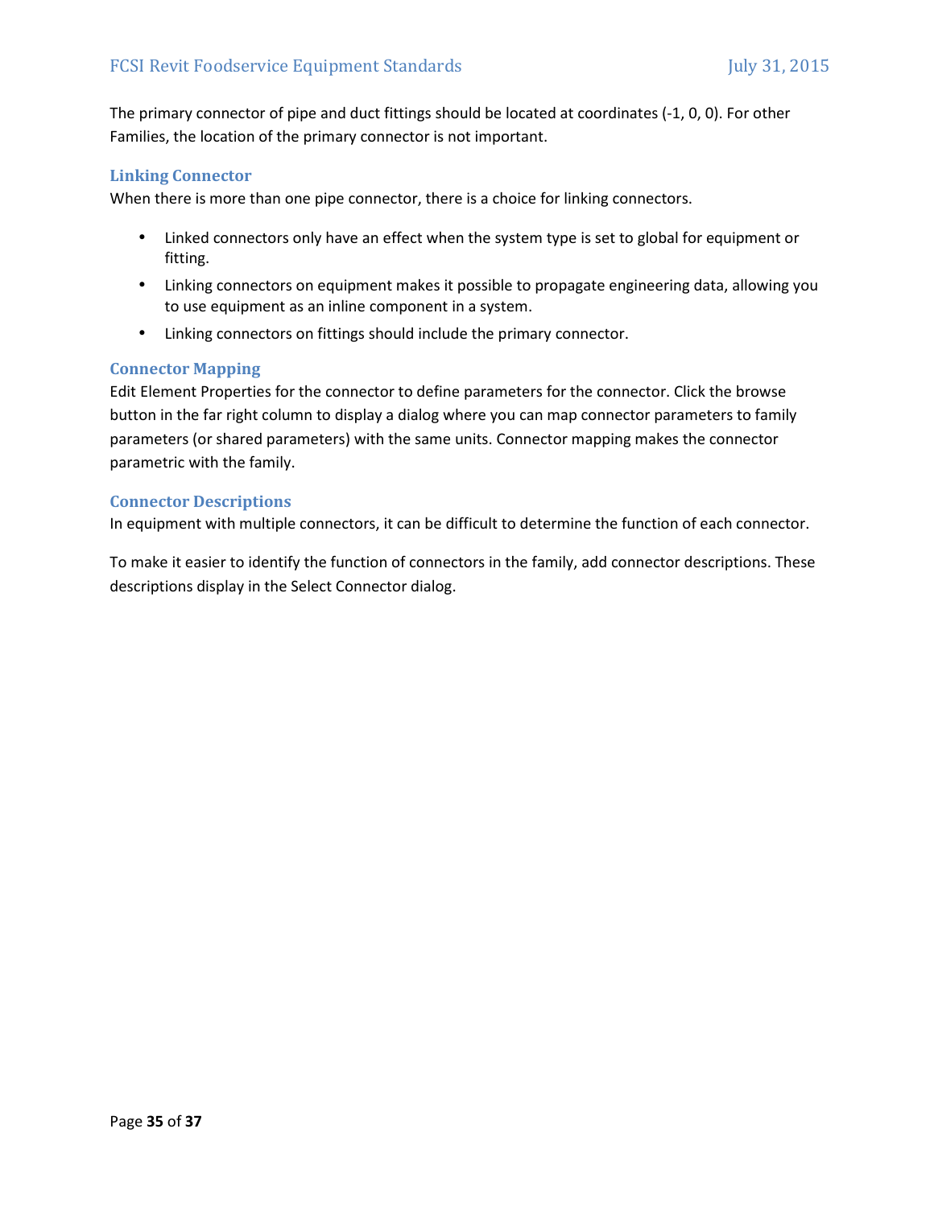The primary connector of pipe and duct fittings should be located at coordinates (-1, 0, 0). For other Families, the location of the primary connector is not important.

### Linking Connector

When there is more than one pipe connector, there is a choice for linking connectors.

- Linked connectors only have an effect when the system type is set to global for equipment or fitting.
- Linking connectors on equipment makes it possible to propagate engineering data, allowing you to use equipment as an inline component in a system.
- Linking connectors on fittings should include the primary connector.

### Connector Mapping

Edit Element Properties for the connector to define parameters for the connector. Click the browse button in the far right column to display a dialog where you can map connector parameters to family parameters (or shared parameters) with the same units. Connector mapping makes the connector parametric with the family.

### Connector Descriptions

In equipment with multiple connectors, it can be difficult to determine the function of each connector.

To make it easier to identify the function of connectors in the family, add connector descriptions. These descriptions display in the Select Connector dialog.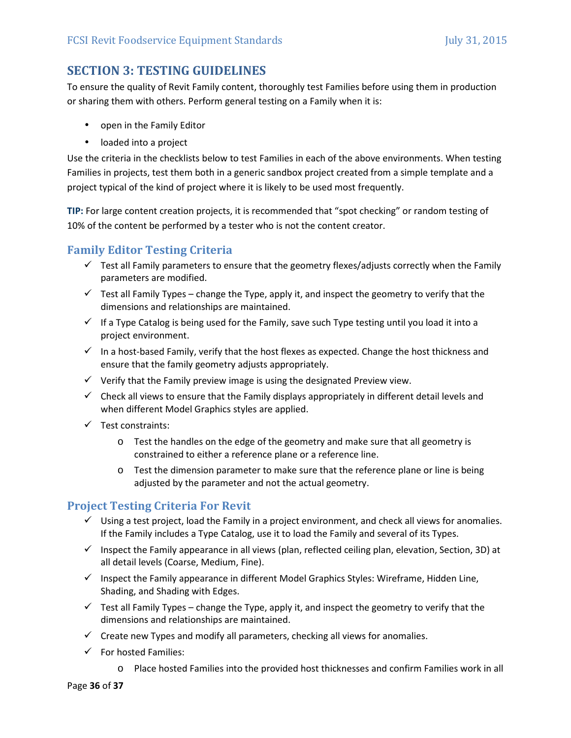# SECTION 3: TESTING GUIDELINES

To ensure the quality of Revit Family content, thoroughly test Families before using them in production or sharing them with others. Perform general testing on a Family when it is:

- open in the Family Editor
- loaded into a project

Use the criteria in the checklists below to test Families in each of the above environments. When testing Families in projects, test them both in a generic sandbox project created from a simple template and a project typical of the kind of project where it is likely to be used most frequently.

**TIP:** For large content creation projects, it is recommended that "spot checking" or random testing of 10% of the content be performed by a tester who is not the content creator.

## Family Editor Testing Criteria

- ✓ Test all Family parameters to ensure that the geometry flexes/adjusts correctly when the Family parameters are modified.
- ✓ Test all Family Types – change the Type, apply it, and inspect the geometry to verify that the dimensions and relationships are maintained.
- ✓ If a Type Catalog is being used for the Family, save such Type testing until you load it into a project environment.
- ✓ In a host-based Family, verify that the host flexes as expected. Change the host thickness and ensure that the family geometry adjusts appropriately.
- ✓ Verify that the Family preview image is using the designated Preview view.
- ✓ Check all views to ensure that the Family displays appropriately in different detail levels and when different Model Graphics styles are applied.
- ✓ Test constraints:
  - Test the handles on the edge of the geometry and make sure that all geometry is constrained to either a reference plane or a reference line.
  - Test the dimension parameter to make sure that the reference plane or line is being adjusted by the parameter and not the actual geometry.

## Project Testing Criteria For Revit

- ✓ Using a test project, load the Family in a project environment, and check all views for anomalies. If the Family includes a Type Catalog, use it to load the Family and several of its Types.
- ✓ Inspect the Family appearance in all views (plan, reflected ceiling plan, elevation, Section, 3D) at all detail levels (Coarse, Medium, Fine).
- ✓ Inspect the Family appearance in different Model Graphics Styles: Wireframe, Hidden Line, Shading, and Shading with Edges.
- ✓ Test all Family Types – change the Type, apply it, and inspect the geometry to verify that the dimensions and relationships are maintained.
- ✓ Create new Types and modify all parameters, checking all views for anomalies.
- ✓ For hosted Families:
  - Place hosted Families into the provided host thicknesses and confirm Families work in all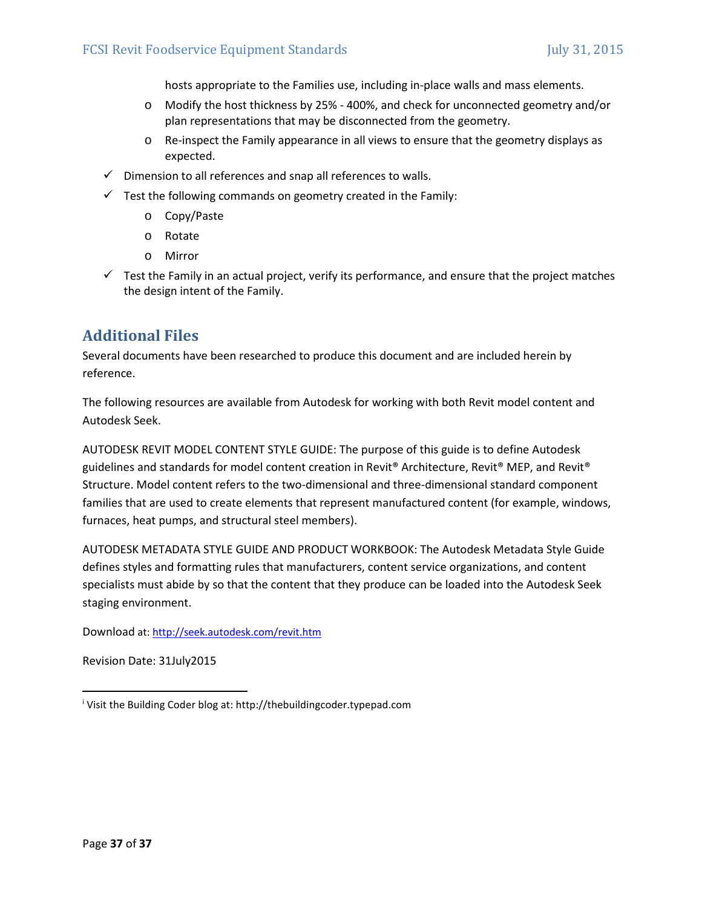hosts appropriate to the Families use, including in-place walls and mass elements.

  - Modify the host thickness by 25% - 400%, and check for unconnected geometry and/or plan representations that may be disconnected from the geometry.
  - Re-inspect the Family appearance in all views to ensure that the geometry displays as expected.

- ✓ Dimension to all references and snap all references to walls.
- ✓ Test the following commands on geometry created in the Family:
  - Copy/Paste
  - Rotate
  - Mirror
- ✓ Test the Family in an actual project, verify its performance, and ensure that the project matches the design intent of the Family.

## Additional Files

Several documents have been researched to produce this document and are included herein by reference.

The following resources are available from Autodesk for working with both Revit model content and Autodesk Seek.

AUTODESK REVIT MODEL CONTENT STYLE GUIDE: The purpose of this guide is to define Autodesk guidelines and standards for model content creation in Revit® Architecture, Revit® MEP, and Revit® Structure. Model content refers to the two-dimensional and three-dimensional standard component families that are used to create elements that represent manufactured content (for example, windows, furnaces, heat pumps, and structural steel members).

AUTODESK METADATA STYLE GUIDE AND PRODUCT WORKBOOK: The Autodesk Metadata Style Guide defines styles and formatting rules that manufacturers, content service organizations, and content specialists must abide by so that the content that they produce can be loaded into the Autodesk Seek staging environment.

Download at: http://seek.autodesk.com/revit.htm

Revision Date: 31July2015

---

[i] Visit the Building Coder blog at: http://thebuildingcoder.typepad.com